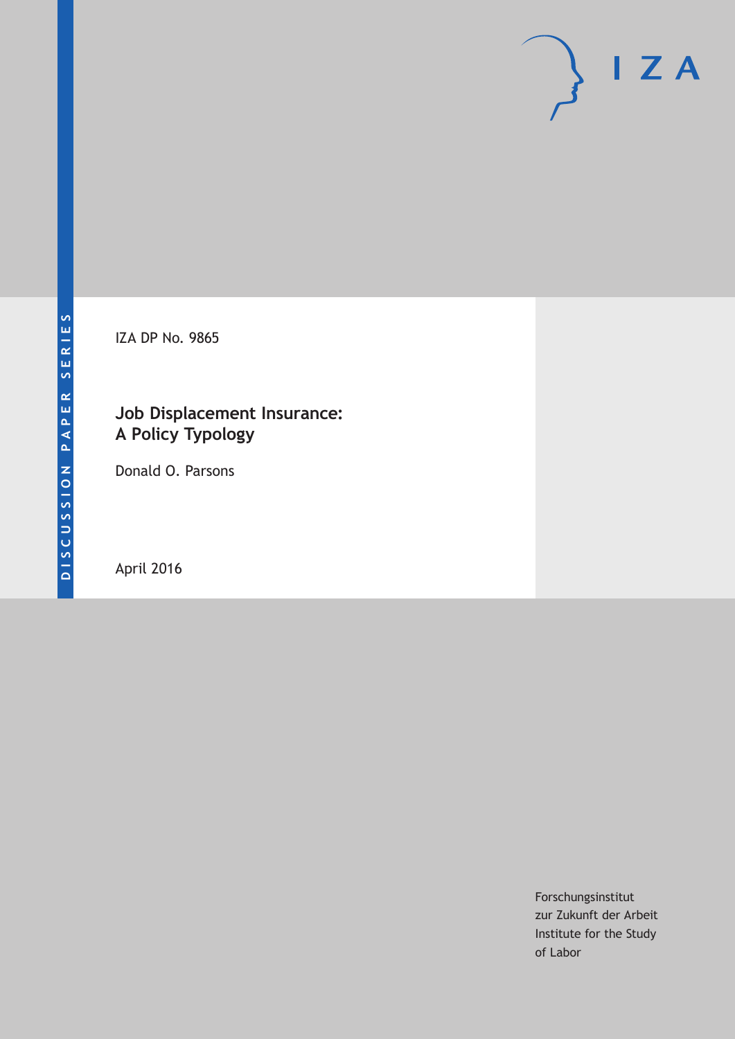DISCUSSION PAPER SERIES

IZA DP No. 9865

# Job Displacement Insurance: A Policy Typology

Donald O. Parsons

April 2016

Forschungsinstitut
zur Zukunft der Arbeit
Institute for the Study
of Labor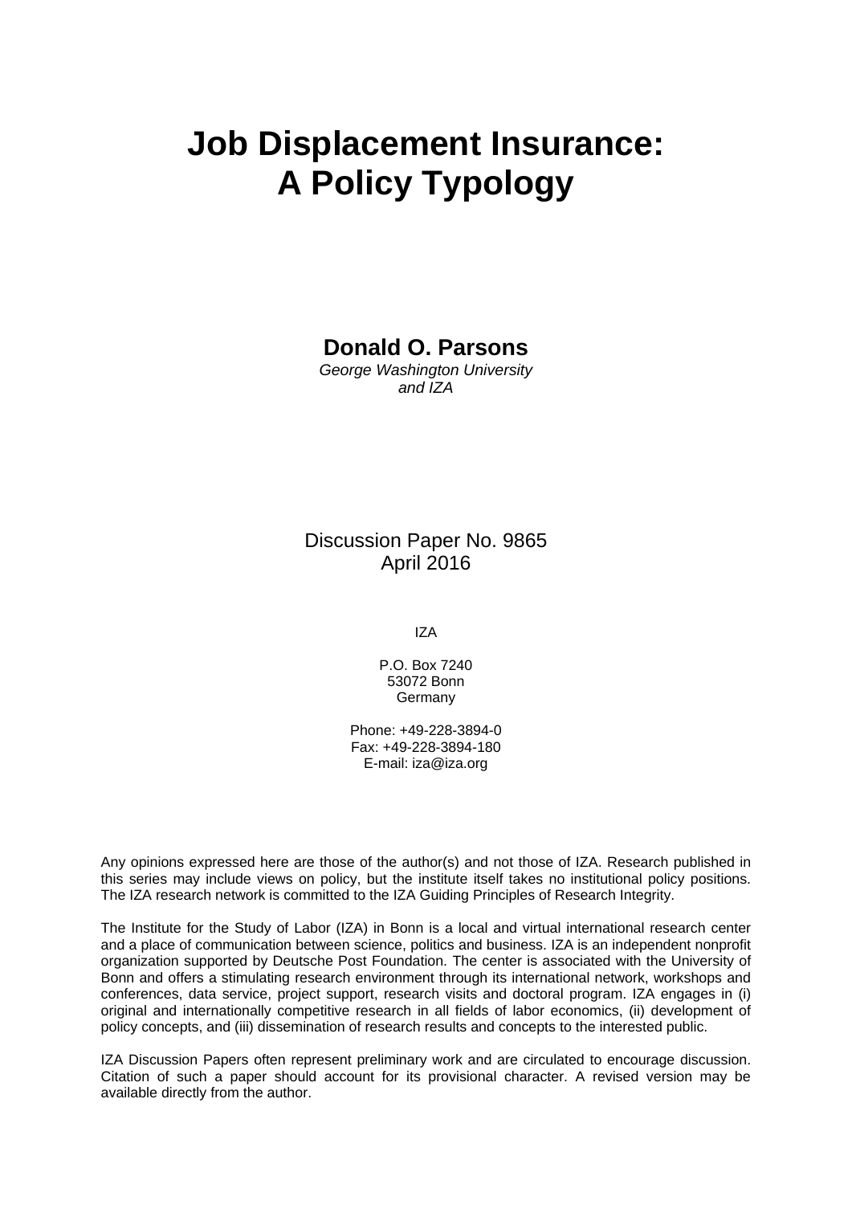# Job Displacement Insurance: A Policy Typology

**Donald O. Parsons**
*George Washington University and IZA*

Discussion Paper No. 9865
April 2016

IZA

P.O. Box 7240
53072 Bonn
Germany

Phone: +49-228-3894-0
Fax: +49-228-3894-180
E-mail: iza@iza.org

Any opinions expressed here are those of the author(s) and not those of IZA. Research published in this series may include views on policy, but the institute itself takes no institutional policy positions. The IZA research network is committed to the IZA Guiding Principles of Research Integrity.

The Institute for the Study of Labor (IZA) in Bonn is a local and virtual international research center and a place of communication between science, politics and business. IZA is an independent nonprofit organization supported by Deutsche Post Foundation. The center is associated with the University of Bonn and offers a stimulating research environment through its international network, workshops and conferences, data service, project support, research visits and doctoral program. IZA engages in (i) original and internationally competitive research in all fields of labor economics, (ii) development of policy concepts, and (iii) dissemination of research results and concepts to the interested public.

IZA Discussion Papers often represent preliminary work and are circulated to encourage discussion. Citation of such a paper should account for its provisional character. A revised version may be available directly from the author.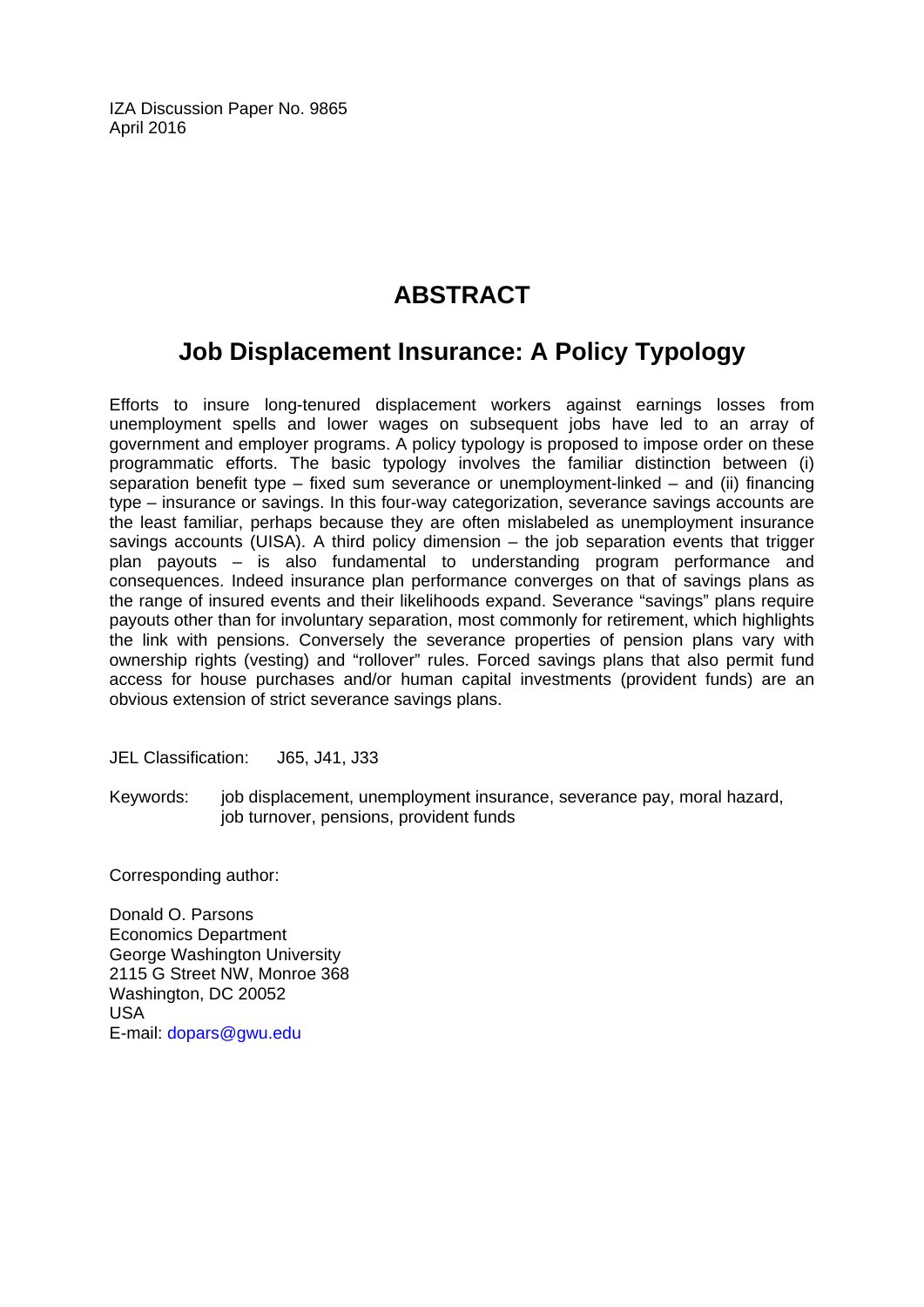IZA Discussion Paper No. 9865
April 2016

# ABSTRACT

## Job Displacement Insurance: A Policy Typology

Efforts to insure long-tenured displacement workers against earnings losses from unemployment spells and lower wages on subsequent jobs have led to an array of government and employer programs. A policy typology is proposed to impose order on these programmatic efforts. The basic typology involves the familiar distinction between (i) separation benefit type – fixed sum severance or unemployment-linked – and (ii) financing type – insurance or savings. In this four-way categorization, severance savings accounts are the least familiar, perhaps because they are often mislabeled as unemployment insurance savings accounts (UISA). A third policy dimension – the job separation events that trigger plan payouts – is also fundamental to understanding program performance and consequences. Indeed insurance plan performance converges on that of savings plans as the range of insured events and their likelihoods expand. Severance "savings" plans require payouts other than for involuntary separation, most commonly for retirement, which highlights the link with pensions. Conversely the severance properties of pension plans vary with ownership rights (vesting) and "rollover" rules. Forced savings plans that also permit fund access for house purchases and/or human capital investments (provident funds) are an obvious extension of strict severance savings plans.

JEL Classification: J65, J41, J33

Keywords: job displacement, unemployment insurance, severance pay, moral hazard, job turnover, pensions, provident funds

Corresponding author:

Donald O. Parsons
Economics Department
George Washington University
2115 G Street NW, Monroe 368
Washington, DC 20052
USA
E-mail: dopars@gwu.edu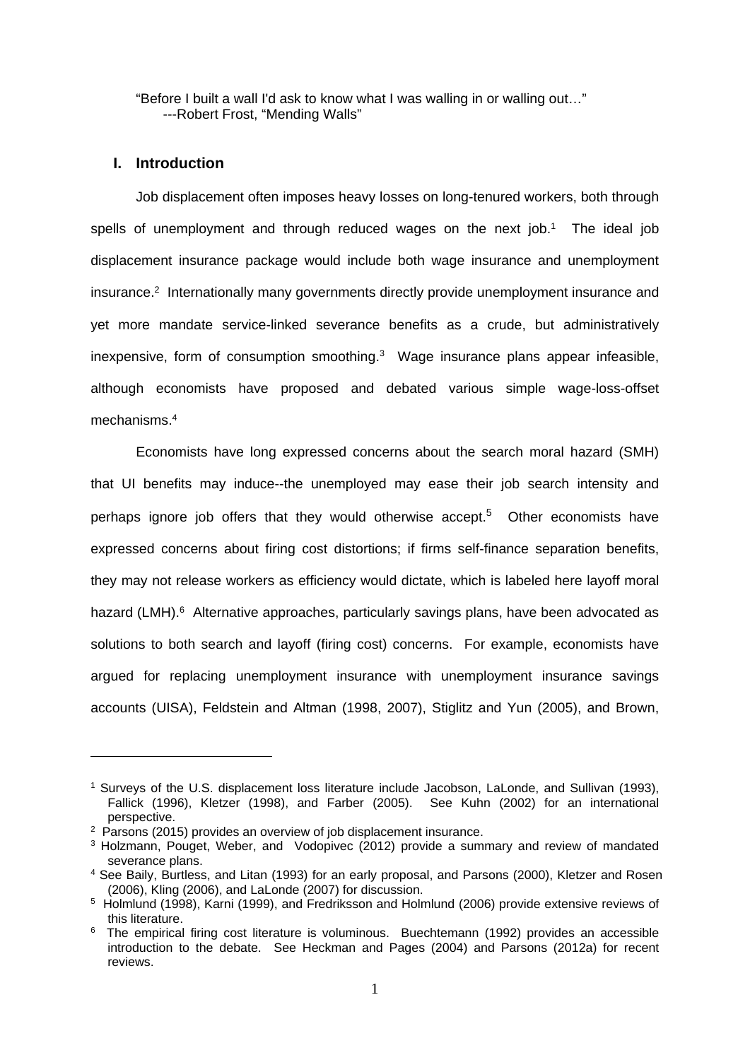"Before I built a wall I'd ask to know what I was walling in or walling out…"
---Robert Frost, "Mending Walls"

## I. Introduction

Job displacement often imposes heavy losses on long-tenured workers, both through spells of unemployment and through reduced wages on the next job.[1] The ideal job displacement insurance package would include both wage insurance and unemployment insurance.[2] Internationally many governments directly provide unemployment insurance and yet more mandate service-linked severance benefits as a crude, but administratively inexpensive, form of consumption smoothing.[3] Wage insurance plans appear infeasible, although economists have proposed and debated various simple wage-loss-offset mechanisms.[4]

Economists have long expressed concerns about the search moral hazard (SMH) that UI benefits may induce--the unemployed may ease their job search intensity and perhaps ignore job offers that they would otherwise accept.[5] Other economists have expressed concerns about firing cost distortions; if firms self-finance separation benefits, they may not release workers as efficiency would dictate, which is labeled here layoff moral hazard (LMH).[6] Alternative approaches, particularly savings plans, have been advocated as solutions to both search and layoff (firing cost) concerns. For example, economists have argued for replacing unemployment insurance with unemployment insurance savings accounts (UISA), Feldstein and Altman (1998, 2007), Stiglitz and Yun (2005), and Brown,

---

[1] Surveys of the U.S. displacement loss literature include Jacobson, LaLonde, and Sullivan (1993), Fallick (1996), Kletzer (1998), and Farber (2005). See Kuhn (2002) for an international perspective.

[2] Parsons (2015) provides an overview of job displacement insurance.

[3] Holzmann, Pouget, Weber, and Vodopivec (2012) provide a summary and review of mandated severance plans.

[4] See Baily, Burtless, and Litan (1993) for an early proposal, and Parsons (2000), Kletzer and Rosen (2006), Kling (2006), and LaLonde (2007) for discussion.

[5] Holmlund (1998), Karni (1999), and Fredriksson and Holmlund (2006) provide extensive reviews of this literature.

[6] The empirical firing cost literature is voluminous. Buechtemann (1992) provides an accessible introduction to the debate. See Heckman and Pages (2004) and Parsons (2012a) for recent reviews.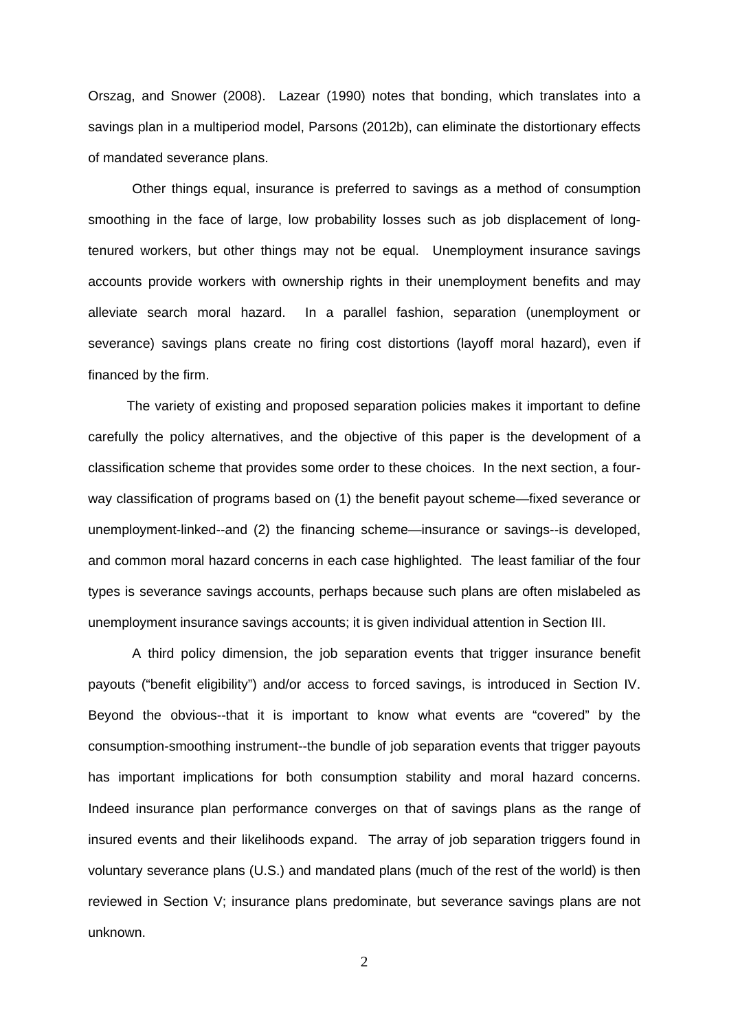Orszag, and Snower (2008). Lazear (1990) notes that bonding, which translates into a savings plan in a multiperiod model, Parsons (2012b), can eliminate the distortionary effects of mandated severance plans.

Other things equal, insurance is preferred to savings as a method of consumption smoothing in the face of large, low probability losses such as job displacement of long-tenured workers, but other things may not be equal. Unemployment insurance savings accounts provide workers with ownership rights in their unemployment benefits and may alleviate search moral hazard. In a parallel fashion, separation (unemployment or severance) savings plans create no firing cost distortions (layoff moral hazard), even if financed by the firm.

The variety of existing and proposed separation policies makes it important to define carefully the policy alternatives, and the objective of this paper is the development of a classification scheme that provides some order to these choices. In the next section, a four-way classification of programs based on (1) the benefit payout scheme—fixed severance or unemployment-linked--and (2) the financing scheme—insurance or savings--is developed, and common moral hazard concerns in each case highlighted. The least familiar of the four types is severance savings accounts, perhaps because such plans are often mislabeled as unemployment insurance savings accounts; it is given individual attention in Section III.

A third policy dimension, the job separation events that trigger insurance benefit payouts ("benefit eligibility") and/or access to forced savings, is introduced in Section IV. Beyond the obvious--that it is important to know what events are "covered" by the consumption-smoothing instrument--the bundle of job separation events that trigger payouts has important implications for both consumption stability and moral hazard concerns. Indeed insurance plan performance converges on that of savings plans as the range of insured events and their likelihoods expand. The array of job separation triggers found in voluntary severance plans (U.S.) and mandated plans (much of the rest of the world) is then reviewed in Section V; insurance plans predominate, but severance savings plans are not unknown.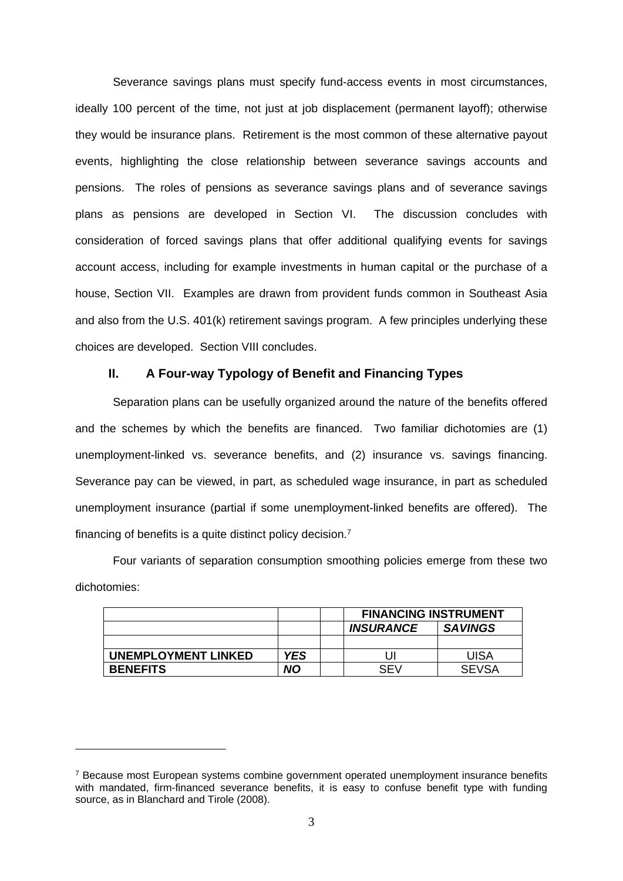Severance savings plans must specify fund-access events in most circumstances, ideally 100 percent of the time, not just at job displacement (permanent layoff); otherwise they would be insurance plans. Retirement is the most common of these alternative payout events, highlighting the close relationship between severance savings accounts and pensions. The roles of pensions as severance savings plans and of severance savings plans as pensions are developed in Section VI. The discussion concludes with consideration of forced savings plans that offer additional qualifying events for savings account access, including for example investments in human capital or the purchase of a house, Section VII. Examples are drawn from provident funds common in Southeast Asia and also from the U.S. 401(k) retirement savings program. A few principles underlying these choices are developed. Section VIII concludes.

## II. A Four-way Typology of Benefit and Financing Types

Separation plans can be usefully organized around the nature of the benefits offered and the schemes by which the benefits are financed. Two familiar dichotomies are (1) unemployment-linked vs. severance benefits, and (2) insurance vs. savings financing. Severance pay can be viewed, in part, as scheduled wage insurance, in part as scheduled unemployment insurance (partial if some unemployment-linked benefits are offered). The financing of benefits is a quite distinct policy decision.[7]

Four variants of separation consumption smoothing policies emerge from these two dichotomies:

| | | | **FINANCING INSTRUMENT** | |
|---|---|---|---|---|
| | | | ***INSURANCE*** | ***SAVINGS*** |
| | | | | |
| **UNEMPLOYMENT LINKED** | ***YES*** | | UI | UISA |
| **BENEFITS** | ***NO*** | | SEV | SEVSA |

[7] Because most European systems combine government operated unemployment insurance benefits with mandated, firm-financed severance benefits, it is easy to confuse benefit type with funding source, as in Blanchard and Tirole (2008).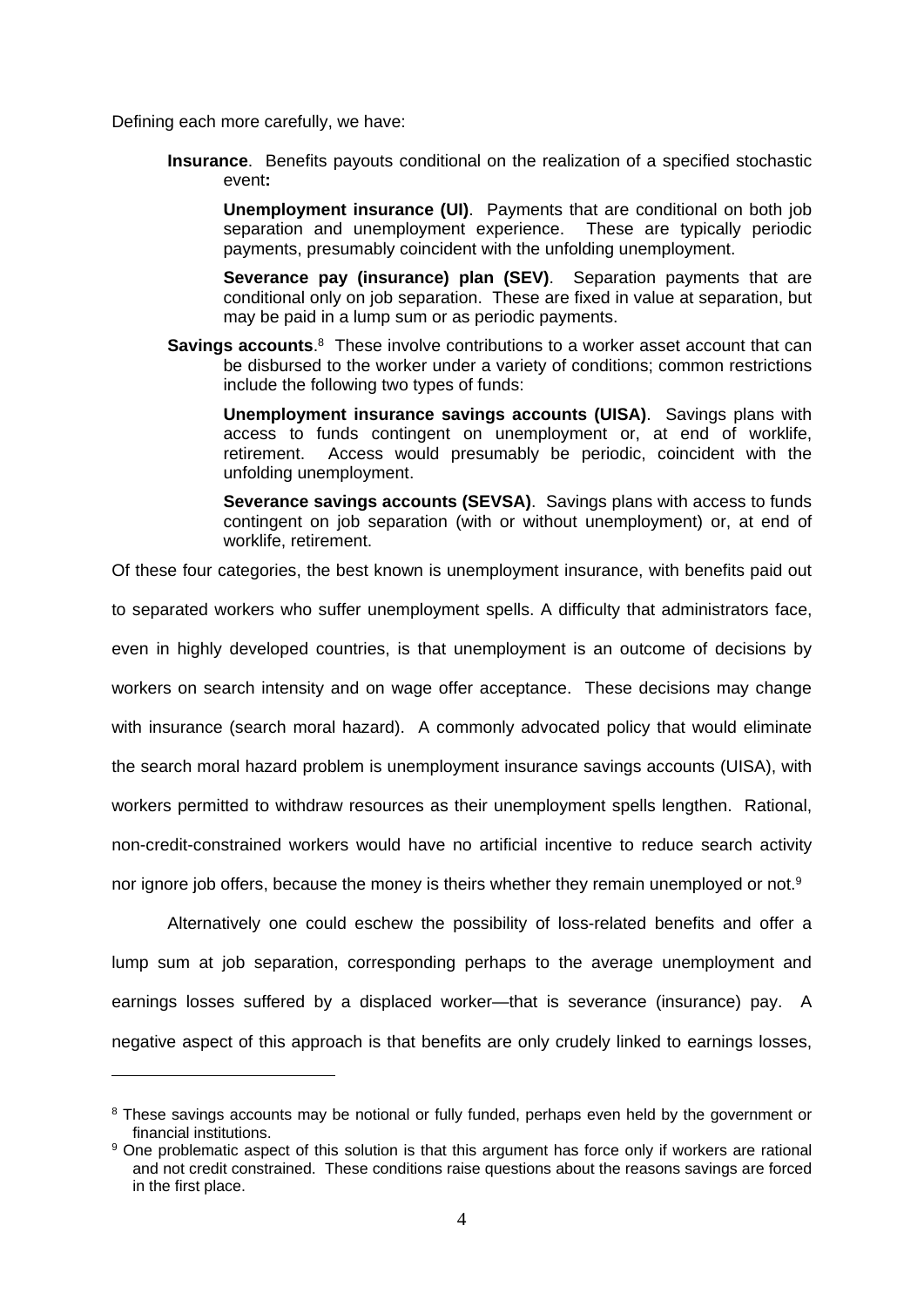Defining each more carefully, we have:

**Insurance**. Benefits payouts conditional on the realization of a specified stochastic event**:**

> **Unemployment insurance (UI)**. Payments that are conditional on both job separation and unemployment experience. These are typically periodic payments, presumably coincident with the unfolding unemployment.
>
> **Severance pay (insurance) plan (SEV)**. Separation payments that are conditional only on job separation. These are fixed in value at separation, but may be paid in a lump sum or as periodic payments.

**Savings accounts**.[8] These involve contributions to a worker asset account that can be disbursed to the worker under a variety of conditions; common restrictions include the following two types of funds:

> **Unemployment insurance savings accounts (UISA)**. Savings plans with access to funds contingent on unemployment or, at end of worklife, retirement. Access would presumably be periodic, coincident with the unfolding unemployment.
>
> **Severance savings accounts (SEVSA)**. Savings plans with access to funds contingent on job separation (with or without unemployment) or, at end of worklife, retirement.

Of these four categories, the best known is unemployment insurance, with benefits paid out to separated workers who suffer unemployment spells. A difficulty that administrators face, even in highly developed countries, is that unemployment is an outcome of decisions by workers on search intensity and on wage offer acceptance. These decisions may change with insurance (search moral hazard). A commonly advocated policy that would eliminate the search moral hazard problem is unemployment insurance savings accounts (UISA), with workers permitted to withdraw resources as their unemployment spells lengthen. Rational, non-credit-constrained workers would have no artificial incentive to reduce search activity nor ignore job offers, because the money is theirs whether they remain unemployed or not.[9]

Alternatively one could eschew the possibility of loss-related benefits and offer a lump sum at job separation, corresponding perhaps to the average unemployment and earnings losses suffered by a displaced worker—that is severance (insurance) pay. A negative aspect of this approach is that benefits are only crudely linked to earnings losses,

---

[8] These savings accounts may be notional or fully funded, perhaps even held by the government or financial institutions.

[9] One problematic aspect of this solution is that this argument has force only if workers are rational and not credit constrained. These conditions raise questions about the reasons savings are forced in the first place.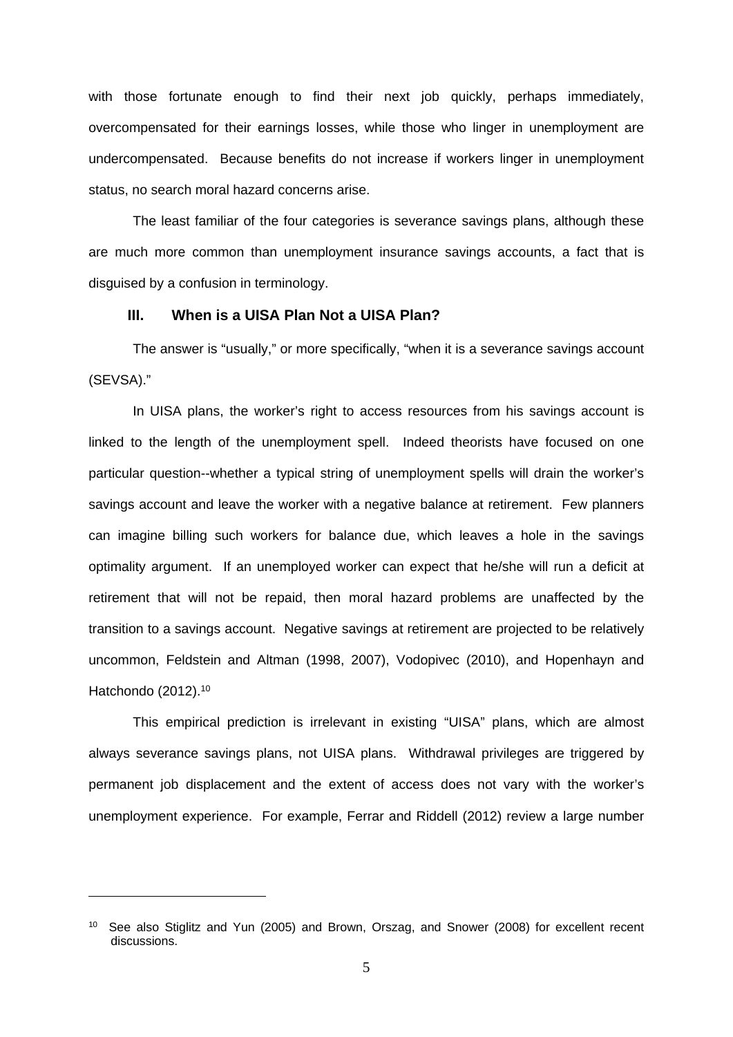with those fortunate enough to find their next job quickly, perhaps immediately, overcompensated for their earnings losses, while those who linger in unemployment are undercompensated. Because benefits do not increase if workers linger in unemployment status, no search moral hazard concerns arise.

The least familiar of the four categories is severance savings plans, although these are much more common than unemployment insurance savings accounts, a fact that is disguised by a confusion in terminology.

## III. When is a UISA Plan Not a UISA Plan?

The answer is "usually," or more specifically, "when it is a severance savings account (SEVSA)."

In UISA plans, the worker's right to access resources from his savings account is linked to the length of the unemployment spell. Indeed theorists have focused on one particular question--whether a typical string of unemployment spells will drain the worker's savings account and leave the worker with a negative balance at retirement. Few planners can imagine billing such workers for balance due, which leaves a hole in the savings optimality argument. If an unemployed worker can expect that he/she will run a deficit at retirement that will not be repaid, then moral hazard problems are unaffected by the transition to a savings account. Negative savings at retirement are projected to be relatively uncommon, Feldstein and Altman (1998, 2007), Vodopivec (2010), and Hopenhayn and Hatchondo (2012).[10]

This empirical prediction is irrelevant in existing "UISA" plans, which are almost always severance savings plans, not UISA plans. Withdrawal privileges are triggered by permanent job displacement and the extent of access does not vary with the worker's unemployment experience. For example, Ferrar and Riddell (2012) review a large number

---

[10] See also Stiglitz and Yun (2005) and Brown, Orszag, and Snower (2008) for excellent recent discussions.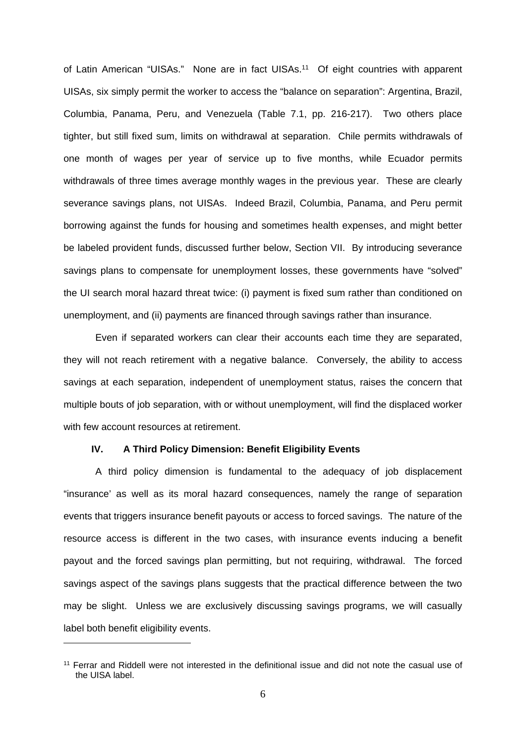of Latin American "UISAs." None are in fact UISAs.[11] Of eight countries with apparent UISAs, six simply permit the worker to access the "balance on separation": Argentina, Brazil, Columbia, Panama, Peru, and Venezuela (Table 7.1, pp. 216-217). Two others place tighter, but still fixed sum, limits on withdrawal at separation. Chile permits withdrawals of one month of wages per year of service up to five months, while Ecuador permits withdrawals of three times average monthly wages in the previous year. These are clearly severance savings plans, not UISAs. Indeed Brazil, Columbia, Panama, and Peru permit borrowing against the funds for housing and sometimes health expenses, and might better be labeled provident funds, discussed further below, Section VII. By introducing severance savings plans to compensate for unemployment losses, these governments have "solved" the UI search moral hazard threat twice: (i) payment is fixed sum rather than conditioned on unemployment, and (ii) payments are financed through savings rather than insurance.

Even if separated workers can clear their accounts each time they are separated, they will not reach retirement with a negative balance. Conversely, the ability to access savings at each separation, independent of unemployment status, raises the concern that multiple bouts of job separation, with or without unemployment, will find the displaced worker with few account resources at retirement.

## IV. A Third Policy Dimension: Benefit Eligibility Events

A third policy dimension is fundamental to the adequacy of job displacement "insurance' as well as its moral hazard consequences, namely the range of separation events that triggers insurance benefit payouts or access to forced savings. The nature of the resource access is different in the two cases, with insurance events inducing a benefit payout and the forced savings plan permitting, but not requiring, withdrawal. The forced savings aspect of the savings plans suggests that the practical difference between the two may be slight. Unless we are exclusively discussing savings programs, we will casually label both benefit eligibility events.

[11] Ferrar and Riddell were not interested in the definitional issue and did not note the casual use of the UISA label.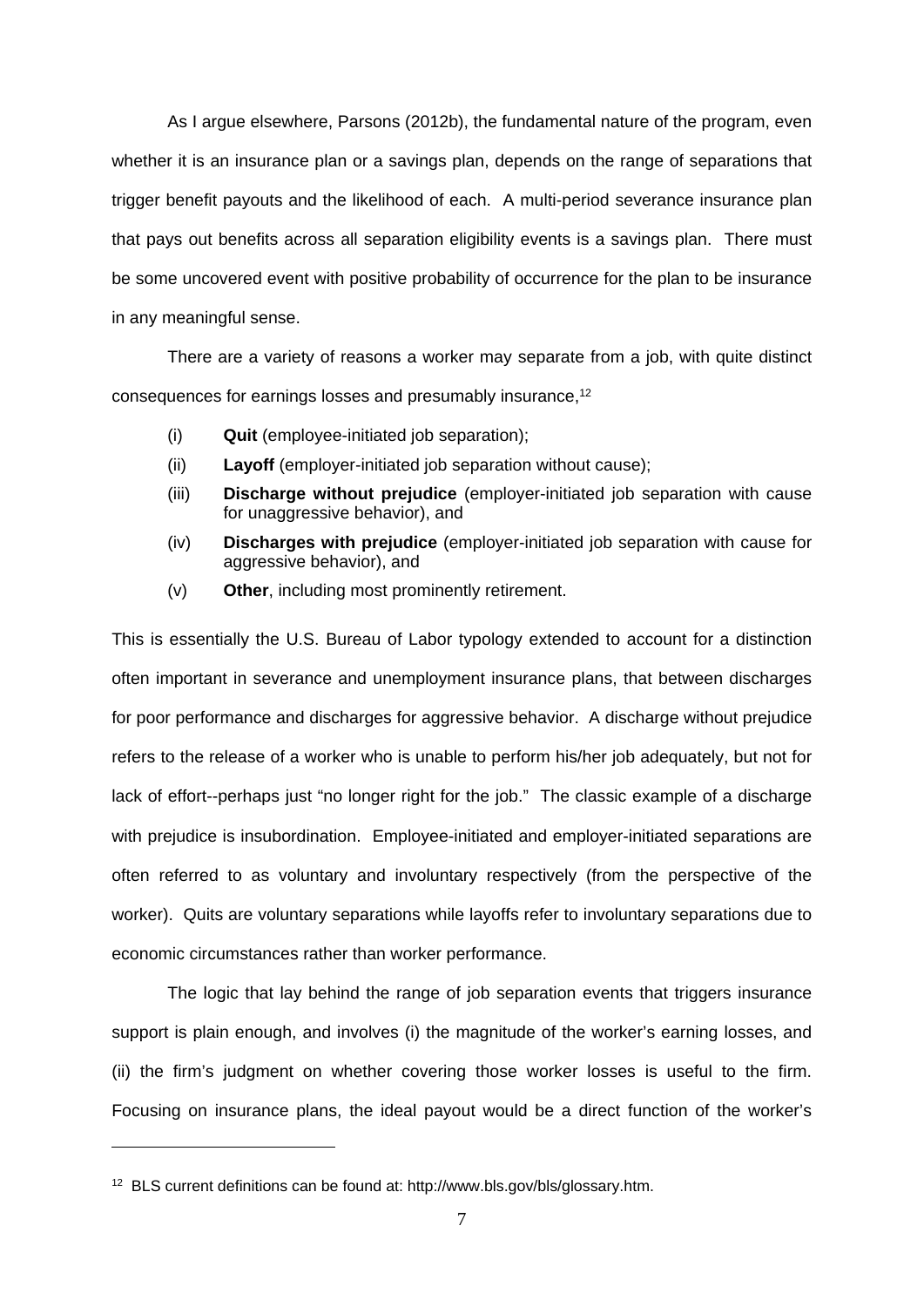As I argue elsewhere, Parsons (2012b), the fundamental nature of the program, even whether it is an insurance plan or a savings plan, depends on the range of separations that trigger benefit payouts and the likelihood of each. A multi-period severance insurance plan that pays out benefits across all separation eligibility events is a savings plan. There must be some uncovered event with positive probability of occurrence for the plan to be insurance in any meaningful sense.

There are a variety of reasons a worker may separate from a job, with quite distinct consequences for earnings losses and presumably insurance,[12]

(i) **Quit** (employee-initiated job separation);

(ii) **Layoff** (employer-initiated job separation without cause);

(iii) **Discharge without prejudice** (employer-initiated job separation with cause for unaggressive behavior), and

(iv) **Discharges with prejudice** (employer-initiated job separation with cause for aggressive behavior), and

(v) **Other**, including most prominently retirement.

This is essentially the U.S. Bureau of Labor typology extended to account for a distinction often important in severance and unemployment insurance plans, that between discharges for poor performance and discharges for aggressive behavior. A discharge without prejudice refers to the release of a worker who is unable to perform his/her job adequately, but not for lack of effort--perhaps just "no longer right for the job." The classic example of a discharge with prejudice is insubordination. Employee-initiated and employer-initiated separations are often referred to as voluntary and involuntary respectively (from the perspective of the worker). Quits are voluntary separations while layoffs refer to involuntary separations due to economic circumstances rather than worker performance.

The logic that lay behind the range of job separation events that triggers insurance support is plain enough, and involves (i) the magnitude of the worker's earning losses, and (ii) the firm's judgment on whether covering those worker losses is useful to the firm. Focusing on insurance plans, the ideal payout would be a direct function of the worker's

[12] BLS current definitions can be found at: http://www.bls.gov/bls/glossary.htm.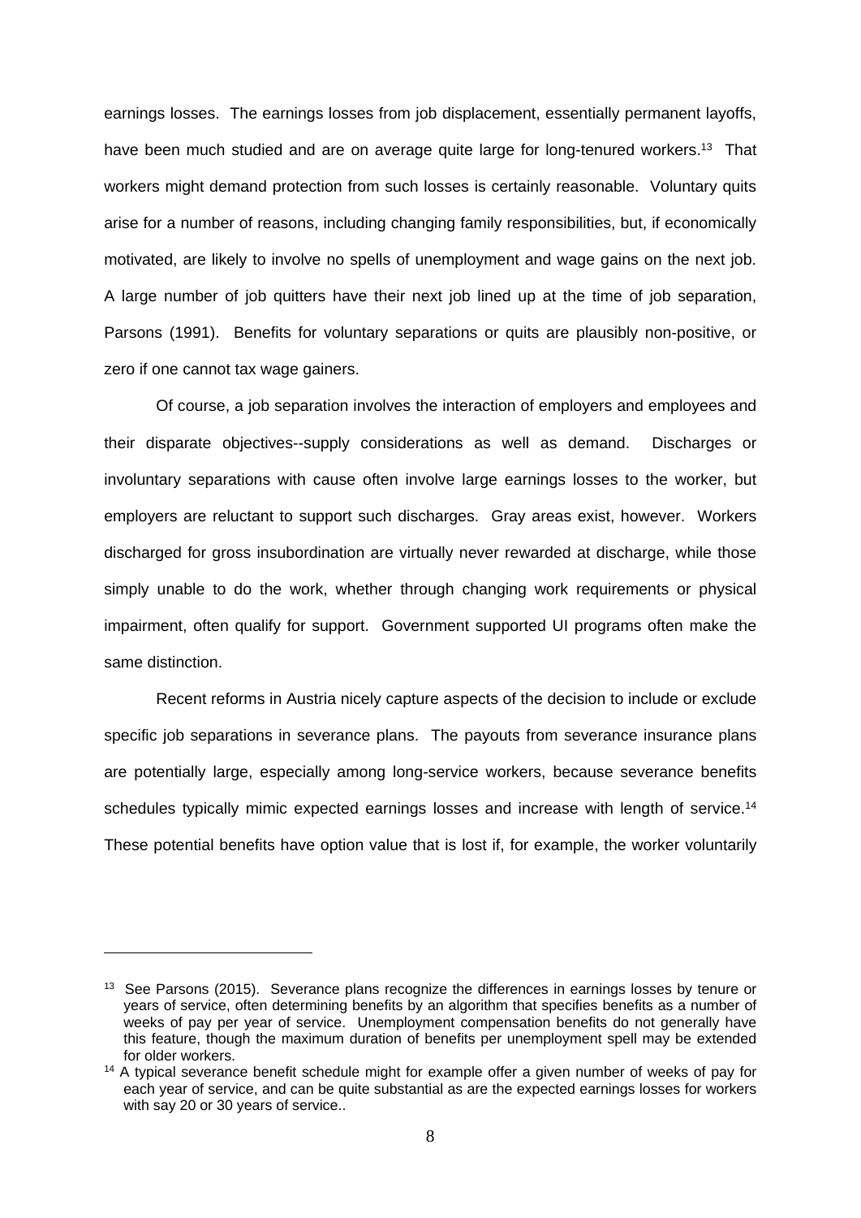earnings losses. The earnings losses from job displacement, essentially permanent layoffs, have been much studied and are on average quite large for long-tenured workers.[13] That workers might demand protection from such losses is certainly reasonable. Voluntary quits arise for a number of reasons, including changing family responsibilities, but, if economically motivated, are likely to involve no spells of unemployment and wage gains on the next job. A large number of job quitters have their next job lined up at the time of job separation, Parsons (1991). Benefits for voluntary separations or quits are plausibly non-positive, or zero if one cannot tax wage gainers.

Of course, a job separation involves the interaction of employers and employees and their disparate objectives--supply considerations as well as demand. Discharges or involuntary separations with cause often involve large earnings losses to the worker, but employers are reluctant to support such discharges. Gray areas exist, however. Workers discharged for gross insubordination are virtually never rewarded at discharge, while those simply unable to do the work, whether through changing work requirements or physical impairment, often qualify for support. Government supported UI programs often make the same distinction.

Recent reforms in Austria nicely capture aspects of the decision to include or exclude specific job separations in severance plans. The payouts from severance insurance plans are potentially large, especially among long-service workers, because severance benefits schedules typically mimic expected earnings losses and increase with length of service.[14] These potential benefits have option value that is lost if, for example, the worker voluntarily

---

[13] See Parsons (2015). Severance plans recognize the differences in earnings losses by tenure or years of service, often determining benefits by an algorithm that specifies benefits as a number of weeks of pay per year of service. Unemployment compensation benefits do not generally have this feature, though the maximum duration of benefits per unemployment spell may be extended for older workers.

[14] A typical severance benefit schedule might for example offer a given number of weeks of pay for each year of service, and can be quite substantial as are the expected earnings losses for workers with say 20 or 30 years of service..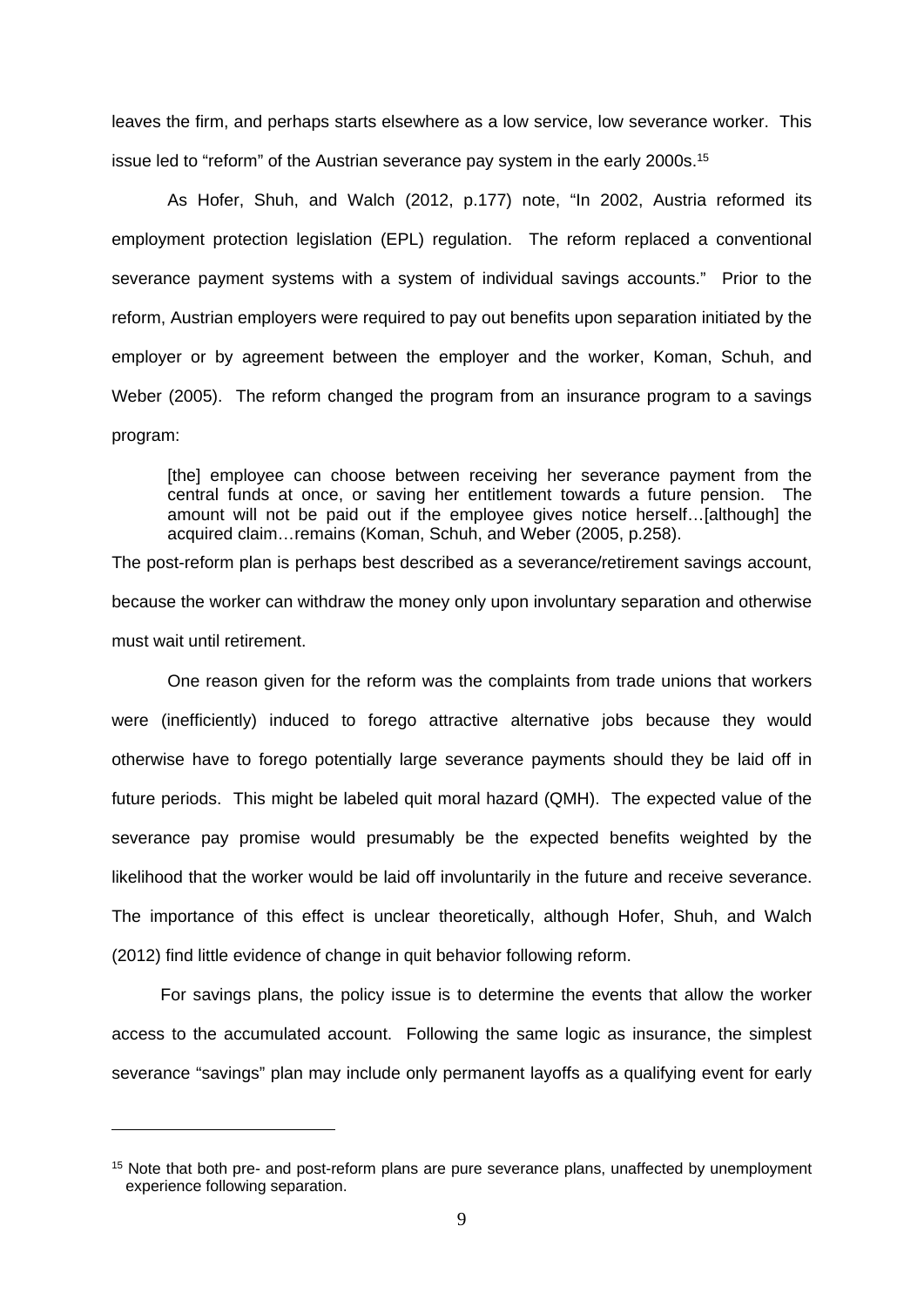leaves the firm, and perhaps starts elsewhere as a low service, low severance worker. This issue led to "reform" of the Austrian severance pay system in the early 2000s.[15]

As Hofer, Shuh, and Walch (2012, p.177) note, "In 2002, Austria reformed its employment protection legislation (EPL) regulation. The reform replaced a conventional severance payment systems with a system of individual savings accounts." Prior to the reform, Austrian employers were required to pay out benefits upon separation initiated by the employer or by agreement between the employer and the worker, Koman, Schuh, and Weber (2005). The reform changed the program from an insurance program to a savings program:

> [the] employee can choose between receiving her severance payment from the central funds at once, or saving her entitlement towards a future pension. The amount will not be paid out if the employee gives notice herself…[although] the acquired claim…remains (Koman, Schuh, and Weber (2005, p.258).

The post-reform plan is perhaps best described as a severance/retirement savings account, because the worker can withdraw the money only upon involuntary separation and otherwise must wait until retirement.

One reason given for the reform was the complaints from trade unions that workers were (inefficiently) induced to forego attractive alternative jobs because they would otherwise have to forego potentially large severance payments should they be laid off in future periods. This might be labeled quit moral hazard (QMH). The expected value of the severance pay promise would presumably be the expected benefits weighted by the likelihood that the worker would be laid off involuntarily in the future and receive severance. The importance of this effect is unclear theoretically, although Hofer, Shuh, and Walch (2012) find little evidence of change in quit behavior following reform.

For savings plans, the policy issue is to determine the events that allow the worker access to the accumulated account. Following the same logic as insurance, the simplest severance "savings" plan may include only permanent layoffs as a qualifying event for early

[15] Note that both pre- and post-reform plans are pure severance plans, unaffected by unemployment experience following separation.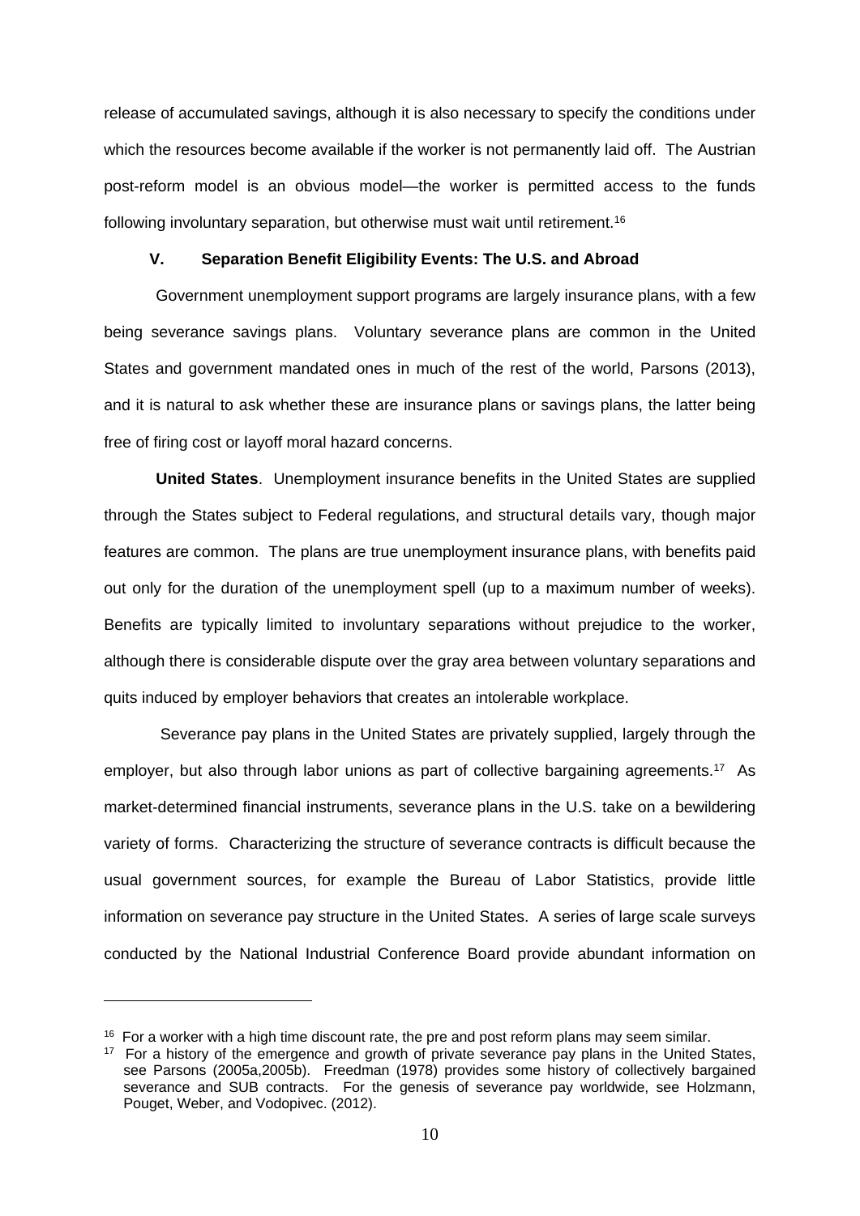release of accumulated savings, although it is also necessary to specify the conditions under which the resources become available if the worker is not permanently laid off. The Austrian post-reform model is an obvious model—the worker is permitted access to the funds following involuntary separation, but otherwise must wait until retirement.[16]

## V. Separation Benefit Eligibility Events: The U.S. and Abroad

Government unemployment support programs are largely insurance plans, with a few being severance savings plans. Voluntary severance plans are common in the United States and government mandated ones in much of the rest of the world, Parsons (2013), and it is natural to ask whether these are insurance plans or savings plans, the latter being free of firing cost or layoff moral hazard concerns.

**United States**. Unemployment insurance benefits in the United States are supplied through the States subject to Federal regulations, and structural details vary, though major features are common. The plans are true unemployment insurance plans, with benefits paid out only for the duration of the unemployment spell (up to a maximum number of weeks). Benefits are typically limited to involuntary separations without prejudice to the worker, although there is considerable dispute over the gray area between voluntary separations and quits induced by employer behaviors that creates an intolerable workplace.

Severance pay plans in the United States are privately supplied, largely through the employer, but also through labor unions as part of collective bargaining agreements.[17] As market-determined financial instruments, severance plans in the U.S. take on a bewildering variety of forms. Characterizing the structure of severance contracts is difficult because the usual government sources, for example the Bureau of Labor Statistics, provide little information on severance pay structure in the United States. A series of large scale surveys conducted by the National Industrial Conference Board provide abundant information on

---

[16] For a worker with a high time discount rate, the pre and post reform plans may seem similar.

[17] For a history of the emergence and growth of private severance pay plans in the United States, see Parsons (2005a,2005b). Freedman (1978) provides some history of collectively bargained severance and SUB contracts. For the genesis of severance pay worldwide, see Holzmann, Pouget, Weber, and Vodopivec. (2012).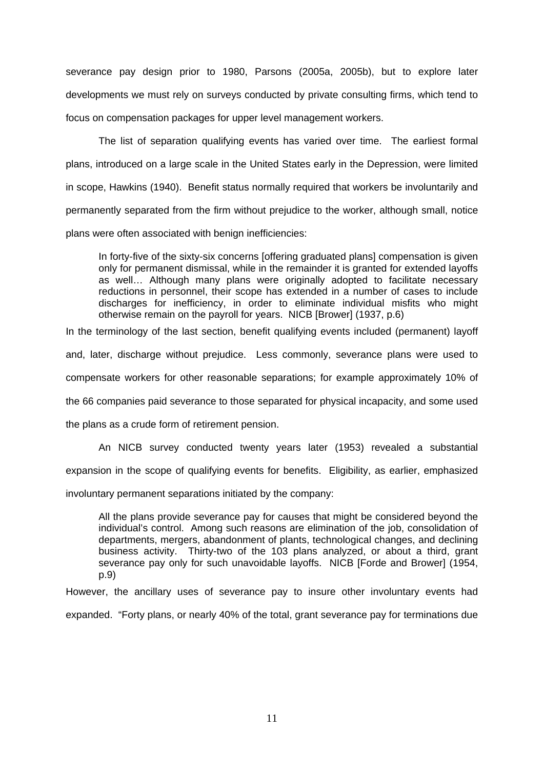severance pay design prior to 1980, Parsons (2005a, 2005b), but to explore later developments we must rely on surveys conducted by private consulting firms, which tend to focus on compensation packages for upper level management workers.

The list of separation qualifying events has varied over time. The earliest formal plans, introduced on a large scale in the United States early in the Depression, were limited in scope, Hawkins (1940). Benefit status normally required that workers be involuntarily and permanently separated from the firm without prejudice to the worker, although small, notice plans were often associated with benign inefficiencies:

> In forty-five of the sixty-six concerns [offering graduated plans] compensation is given only for permanent dismissal, while in the remainder it is granted for extended layoffs as well… Although many plans were originally adopted to facilitate necessary reductions in personnel, their scope has extended in a number of cases to include discharges for inefficiency, in order to eliminate individual misfits who might otherwise remain on the payroll for years. NICB [Brower] (1937, p.6)

In the terminology of the last section, benefit qualifying events included (permanent) layoff and, later, discharge without prejudice. Less commonly, severance plans were used to compensate workers for other reasonable separations; for example approximately 10% of the 66 companies paid severance to those separated for physical incapacity, and some used the plans as a crude form of retirement pension.

An NICB survey conducted twenty years later (1953) revealed a substantial expansion in the scope of qualifying events for benefits. Eligibility, as earlier, emphasized involuntary permanent separations initiated by the company:

> All the plans provide severance pay for causes that might be considered beyond the individual's control. Among such reasons are elimination of the job, consolidation of departments, mergers, abandonment of plants, technological changes, and declining business activity. Thirty-two of the 103 plans analyzed, or about a third, grant severance pay only for such unavoidable layoffs. NICB [Forde and Brower] (1954, p.9)

However, the ancillary uses of severance pay to insure other involuntary events had expanded. "Forty plans, or nearly 40% of the total, grant severance pay for terminations due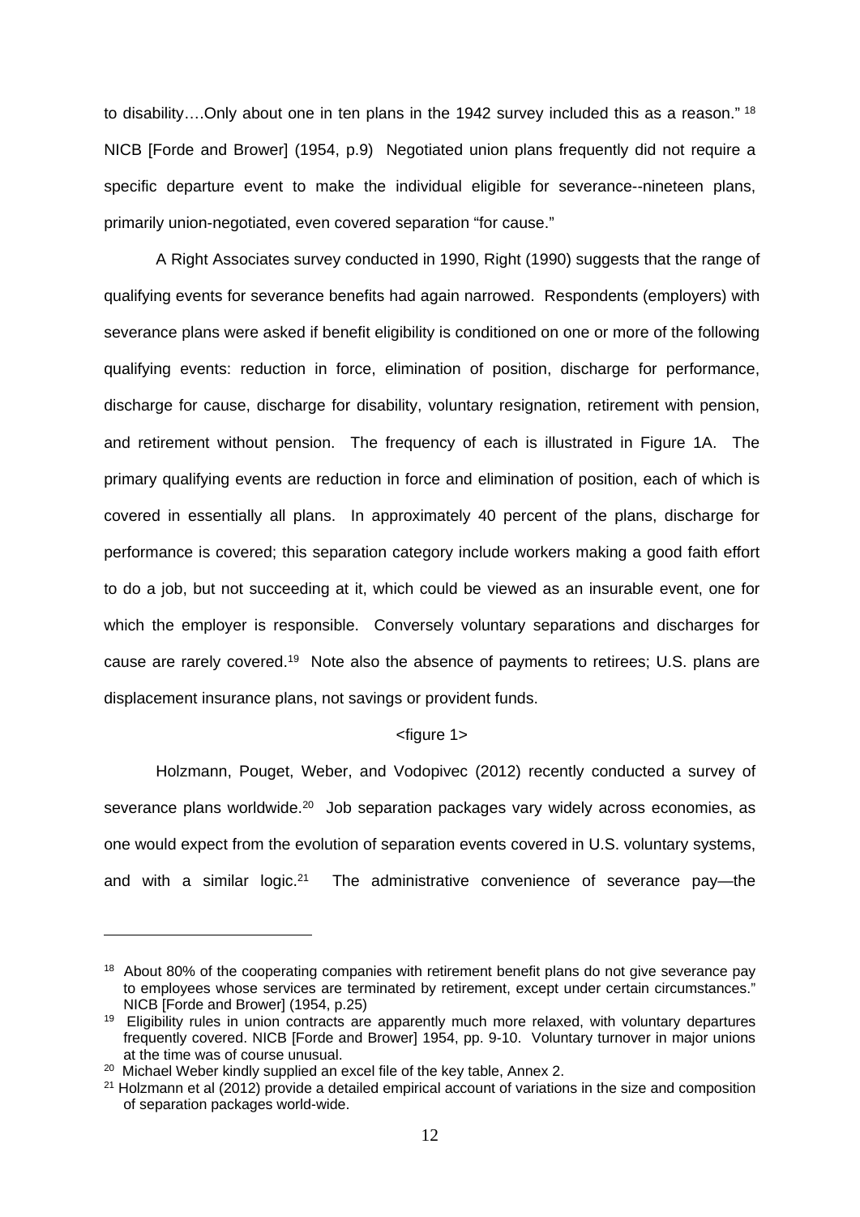to disability….Only about one in ten plans in the 1942 survey included this as a reason." [18] NICB [Forde and Brower] (1954, p.9) Negotiated union plans frequently did not require a specific departure event to make the individual eligible for severance--nineteen plans, primarily union-negotiated, even covered separation "for cause."

A Right Associates survey conducted in 1990, Right (1990) suggests that the range of qualifying events for severance benefits had again narrowed. Respondents (employers) with severance plans were asked if benefit eligibility is conditioned on one or more of the following qualifying events: reduction in force, elimination of position, discharge for performance, discharge for cause, discharge for disability, voluntary resignation, retirement with pension, and retirement without pension. The frequency of each is illustrated in Figure 1A. The primary qualifying events are reduction in force and elimination of position, each of which is covered in essentially all plans. In approximately 40 percent of the plans, discharge for performance is covered; this separation category include workers making a good faith effort to do a job, but not succeeding at it, which could be viewed as an insurable event, one for which the employer is responsible. Conversely voluntary separations and discharges for cause are rarely covered.[19] Note also the absence of payments to retirees; U.S. plans are displacement insurance plans, not savings or provident funds.

<figure 1>

Holzmann, Pouget, Weber, and Vodopivec (2012) recently conducted a survey of severance plans worldwide.[20] Job separation packages vary widely across economies, as one would expect from the evolution of separation events covered in U.S. voluntary systems, and with a similar logic.[21] The administrative convenience of severance pay—the

---

[18] About 80% of the cooperating companies with retirement benefit plans do not give severance pay to employees whose services are terminated by retirement, except under certain circumstances." NICB [Forde and Brower] (1954, p.25)

[19] Eligibility rules in union contracts are apparently much more relaxed, with voluntary departures frequently covered. NICB [Forde and Brower] 1954, pp. 9-10. Voluntary turnover in major unions at the time was of course unusual.

[20] Michael Weber kindly supplied an excel file of the key table, Annex 2.

[21] Holzmann et al (2012) provide a detailed empirical account of variations in the size and composition of separation packages world-wide.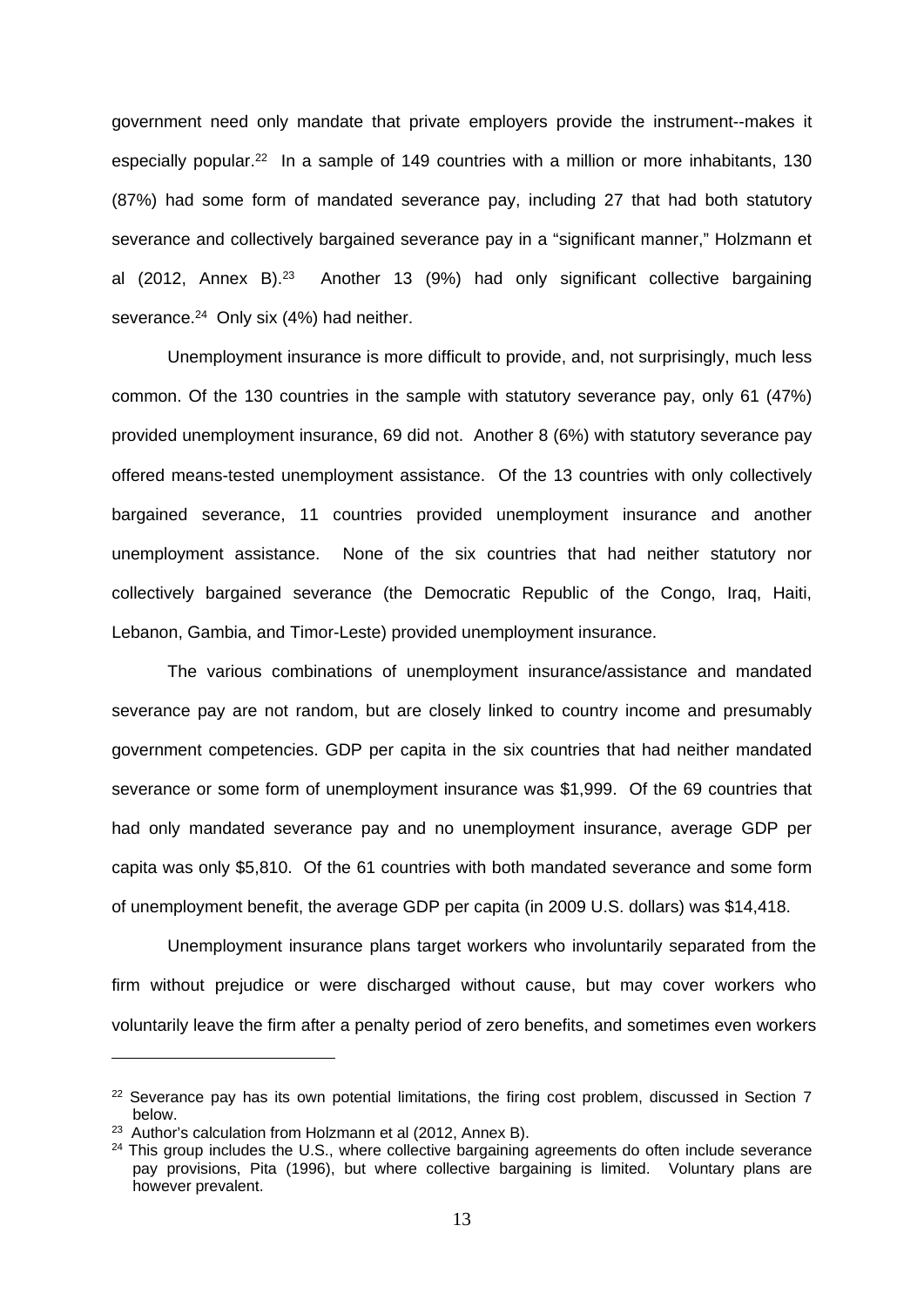government need only mandate that private employers provide the instrument--makes it especially popular.[22] In a sample of 149 countries with a million or more inhabitants, 130 (87%) had some form of mandated severance pay, including 27 that had both statutory severance and collectively bargained severance pay in a "significant manner," Holzmann et al (2012, Annex B).[23] Another 13 (9%) had only significant collective bargaining severance.[24] Only six (4%) had neither.

Unemployment insurance is more difficult to provide, and, not surprisingly, much less common. Of the 130 countries in the sample with statutory severance pay, only 61 (47%) provided unemployment insurance, 69 did not. Another 8 (6%) with statutory severance pay offered means-tested unemployment assistance. Of the 13 countries with only collectively bargained severance, 11 countries provided unemployment insurance and another unemployment assistance. None of the six countries that had neither statutory nor collectively bargained severance (the Democratic Republic of the Congo, Iraq, Haiti, Lebanon, Gambia, and Timor-Leste) provided unemployment insurance.

The various combinations of unemployment insurance/assistance and mandated severance pay are not random, but are closely linked to country income and presumably government competencies. GDP per capita in the six countries that had neither mandated severance or some form of unemployment insurance was $1,999. Of the 69 countries that had only mandated severance pay and no unemployment insurance, average GDP per capita was only $5,810. Of the 61 countries with both mandated severance and some form of unemployment benefit, the average GDP per capita (in 2009 U.S. dollars) was $14,418.

Unemployment insurance plans target workers who involuntarily separated from the firm without prejudice or were discharged without cause, but may cover workers who voluntarily leave the firm after a penalty period of zero benefits, and sometimes even workers

---

[22] Severance pay has its own potential limitations, the firing cost problem, discussed in Section 7 below.

[23] Author's calculation from Holzmann et al (2012, Annex B).

[24] This group includes the U.S., where collective bargaining agreements do often include severance pay provisions, Pita (1996), but where collective bargaining is limited. Voluntary plans are however prevalent.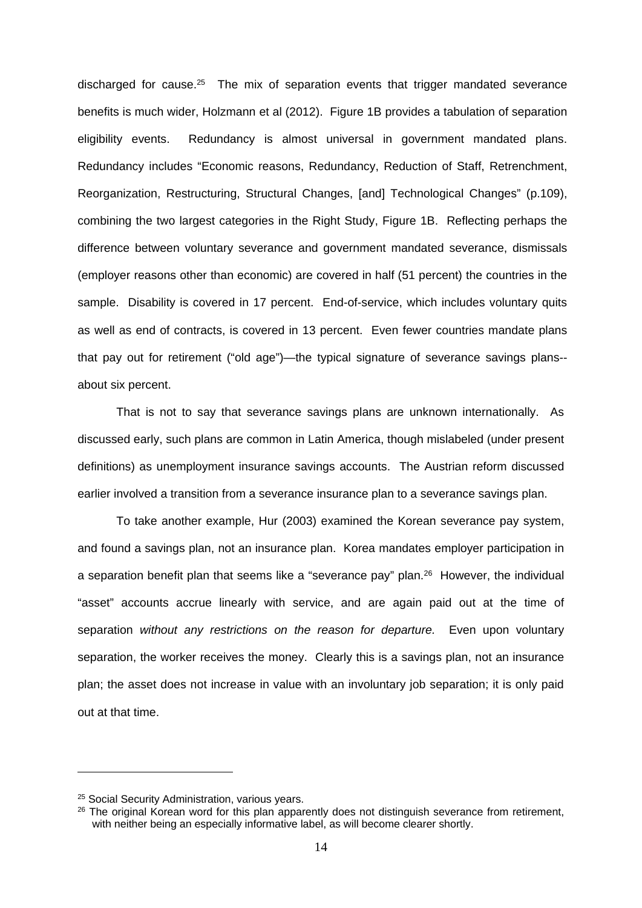discharged for cause.[25] The mix of separation events that trigger mandated severance benefits is much wider, Holzmann et al (2012). Figure 1B provides a tabulation of separation eligibility events. Redundancy is almost universal in government mandated plans. Redundancy includes "Economic reasons, Redundancy, Reduction of Staff, Retrenchment, Reorganization, Restructuring, Structural Changes, [and] Technological Changes" (p.109), combining the two largest categories in the Right Study, Figure 1B. Reflecting perhaps the difference between voluntary severance and government mandated severance, dismissals (employer reasons other than economic) are covered in half (51 percent) the countries in the sample. Disability is covered in 17 percent. End-of-service, which includes voluntary quits as well as end of contracts, is covered in 13 percent. Even fewer countries mandate plans that pay out for retirement ("old age")—the typical signature of severance savings plans--about six percent.

That is not to say that severance savings plans are unknown internationally. As discussed early, such plans are common in Latin America, though mislabeled (under present definitions) as unemployment insurance savings accounts. The Austrian reform discussed earlier involved a transition from a severance insurance plan to a severance savings plan.

To take another example, Hur (2003) examined the Korean severance pay system, and found a savings plan, not an insurance plan. Korea mandates employer participation in a separation benefit plan that seems like a "severance pay" plan.[26] However, the individual "asset" accounts accrue linearly with service, and are again paid out at the time of separation *without any restrictions on the reason for departure.* Even upon voluntary separation, the worker receives the money. Clearly this is a savings plan, not an insurance plan; the asset does not increase in value with an involuntary job separation; it is only paid out at that time.

---

[25] Social Security Administration, various years.

[26] The original Korean word for this plan apparently does not distinguish severance from retirement, with neither being an especially informative label, as will become clearer shortly.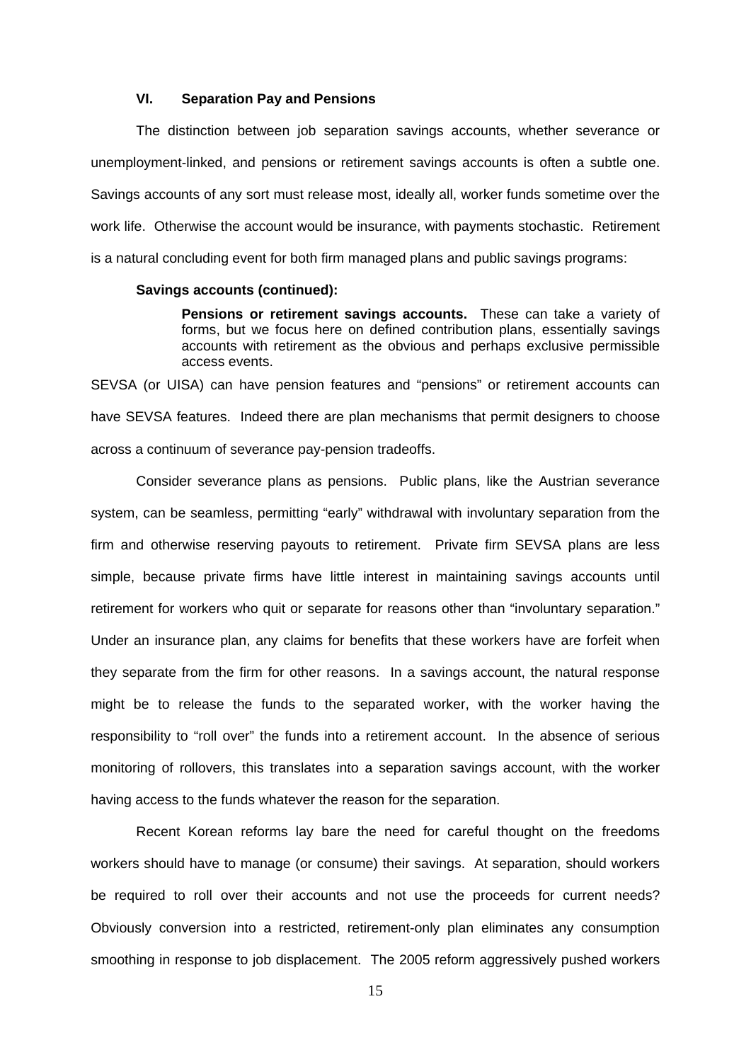## VI. Separation Pay and Pensions

The distinction between job separation savings accounts, whether severance or unemployment-linked, and pensions or retirement savings accounts is often a subtle one. Savings accounts of any sort must release most, ideally all, worker funds sometime over the work life. Otherwise the account would be insurance, with payments stochastic. Retirement is a natural concluding event for both firm managed plans and public savings programs:

**Savings accounts (continued):**

> **Pensions or retirement savings accounts.** These can take a variety of forms, but we focus here on defined contribution plans, essentially savings accounts with retirement as the obvious and perhaps exclusive permissible access events.

SEVSA (or UISA) can have pension features and "pensions" or retirement accounts can have SEVSA features. Indeed there are plan mechanisms that permit designers to choose across a continuum of severance pay-pension tradeoffs.

Consider severance plans as pensions. Public plans, like the Austrian severance system, can be seamless, permitting "early" withdrawal with involuntary separation from the firm and otherwise reserving payouts to retirement. Private firm SEVSA plans are less simple, because private firms have little interest in maintaining savings accounts until retirement for workers who quit or separate for reasons other than "involuntary separation." Under an insurance plan, any claims for benefits that these workers have are forfeit when they separate from the firm for other reasons. In a savings account, the natural response might be to release the funds to the separated worker, with the worker having the responsibility to "roll over" the funds into a retirement account. In the absence of serious monitoring of rollovers, this translates into a separation savings account, with the worker having access to the funds whatever the reason for the separation.

Recent Korean reforms lay bare the need for careful thought on the freedoms workers should have to manage (or consume) their savings. At separation, should workers be required to roll over their accounts and not use the proceeds for current needs? Obviously conversion into a restricted, retirement-only plan eliminates any consumption smoothing in response to job displacement. The 2005 reform aggressively pushed workers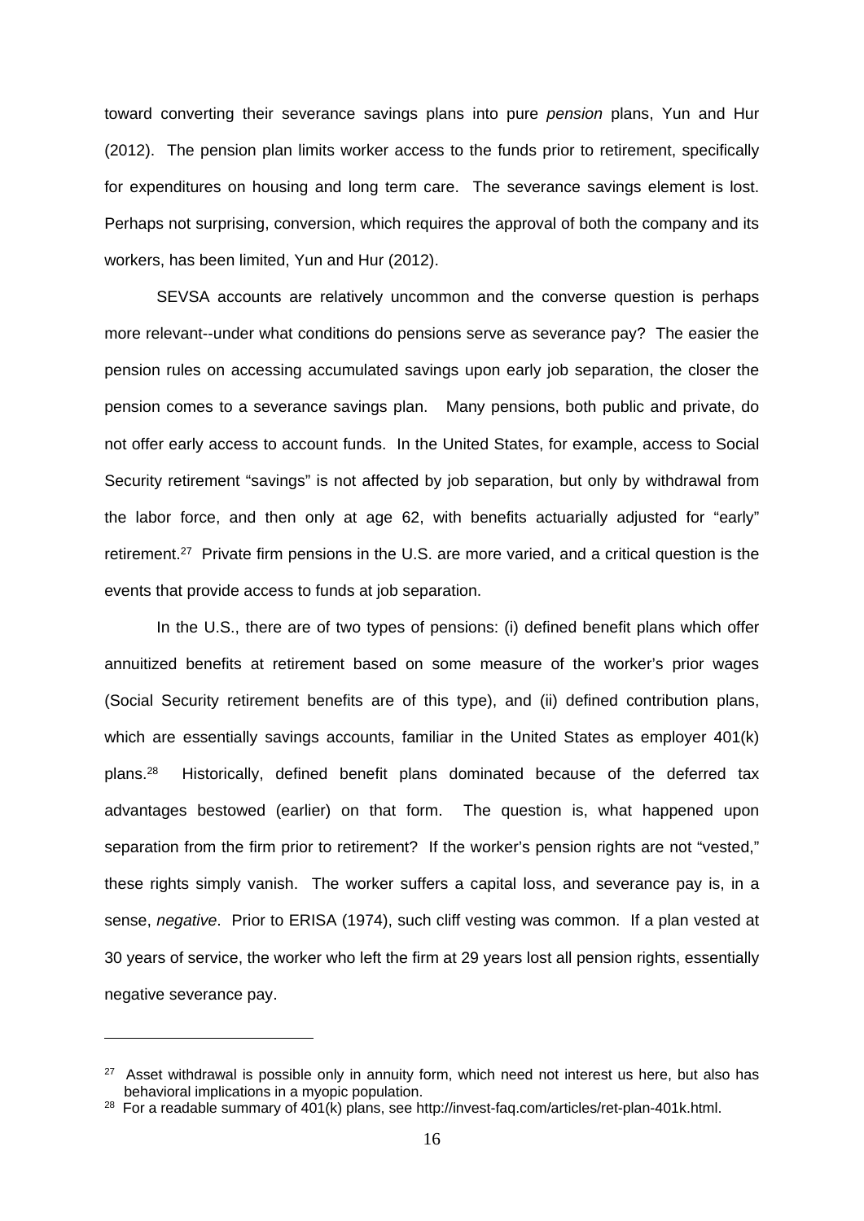toward converting their severance savings plans into pure *pension* plans, Yun and Hur (2012). The pension plan limits worker access to the funds prior to retirement, specifically for expenditures on housing and long term care. The severance savings element is lost. Perhaps not surprising, conversion, which requires the approval of both the company and its workers, has been limited, Yun and Hur (2012).

SEVSA accounts are relatively uncommon and the converse question is perhaps more relevant--under what conditions do pensions serve as severance pay? The easier the pension rules on accessing accumulated savings upon early job separation, the closer the pension comes to a severance savings plan. Many pensions, both public and private, do not offer early access to account funds. In the United States, for example, access to Social Security retirement "savings" is not affected by job separation, but only by withdrawal from the labor force, and then only at age 62, with benefits actuarially adjusted for "early" retirement.[27] Private firm pensions in the U.S. are more varied, and a critical question is the events that provide access to funds at job separation.

In the U.S., there are of two types of pensions: (i) defined benefit plans which offer annuitized benefits at retirement based on some measure of the worker's prior wages (Social Security retirement benefits are of this type), and (ii) defined contribution plans, which are essentially savings accounts, familiar in the United States as employer 401(k) plans.[28] Historically, defined benefit plans dominated because of the deferred tax advantages bestowed (earlier) on that form. The question is, what happened upon separation from the firm prior to retirement? If the worker's pension rights are not "vested," these rights simply vanish. The worker suffers a capital loss, and severance pay is, in a sense, *negative*. Prior to ERISA (1974), such cliff vesting was common. If a plan vested at 30 years of service, the worker who left the firm at 29 years lost all pension rights, essentially negative severance pay.

---

[27] Asset withdrawal is possible only in annuity form, which need not interest us here, but also has behavioral implications in a myopic population.

[28] For a readable summary of 401(k) plans, see http://invest-faq.com/articles/ret-plan-401k.html.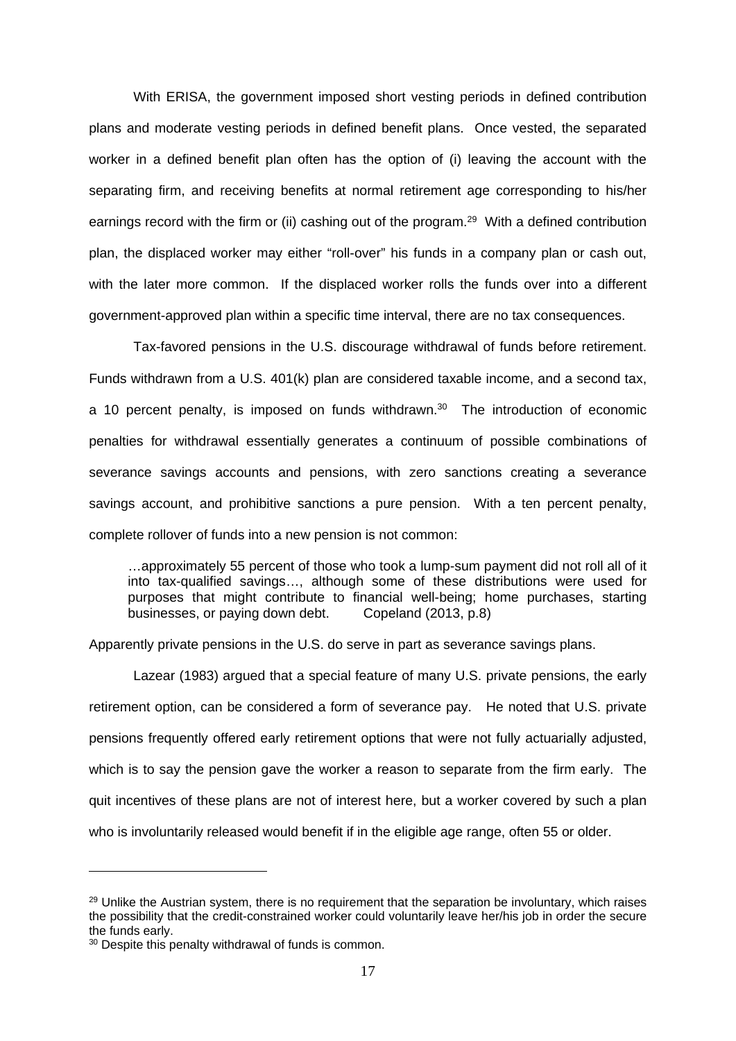With ERISA, the government imposed short vesting periods in defined contribution plans and moderate vesting periods in defined benefit plans. Once vested, the separated worker in a defined benefit plan often has the option of (i) leaving the account with the separating firm, and receiving benefits at normal retirement age corresponding to his/her earnings record with the firm or (ii) cashing out of the program.[29] With a defined contribution plan, the displaced worker may either "roll-over" his funds in a company plan or cash out, with the later more common. If the displaced worker rolls the funds over into a different government-approved plan within a specific time interval, there are no tax consequences.

Tax-favored pensions in the U.S. discourage withdrawal of funds before retirement. Funds withdrawn from a U.S. 401(k) plan are considered taxable income, and a second tax, a 10 percent penalty, is imposed on funds withdrawn.[30] The introduction of economic penalties for withdrawal essentially generates a continuum of possible combinations of severance savings accounts and pensions, with zero sanctions creating a severance savings account, and prohibitive sanctions a pure pension. With a ten percent penalty, complete rollover of funds into a new pension is not common:

> …approximately 55 percent of those who took a lump-sum payment did not roll all of it into tax-qualified savings…, although some of these distributions were used for purposes that might contribute to financial well-being; home purchases, starting businesses, or paying down debt. Copeland (2013, p.8)

Apparently private pensions in the U.S. do serve in part as severance savings plans.

Lazear (1983) argued that a special feature of many U.S. private pensions, the early retirement option, can be considered a form of severance pay. He noted that U.S. private pensions frequently offered early retirement options that were not fully actuarially adjusted, which is to say the pension gave the worker a reason to separate from the firm early. The quit incentives of these plans are not of interest here, but a worker covered by such a plan who is involuntarily released would benefit if in the eligible age range, often 55 or older.

---

[29] Unlike the Austrian system, there is no requirement that the separation be involuntary, which raises the possibility that the credit-constrained worker could voluntarily leave her/his job in order the secure the funds early.

[30] Despite this penalty withdrawal of funds is common.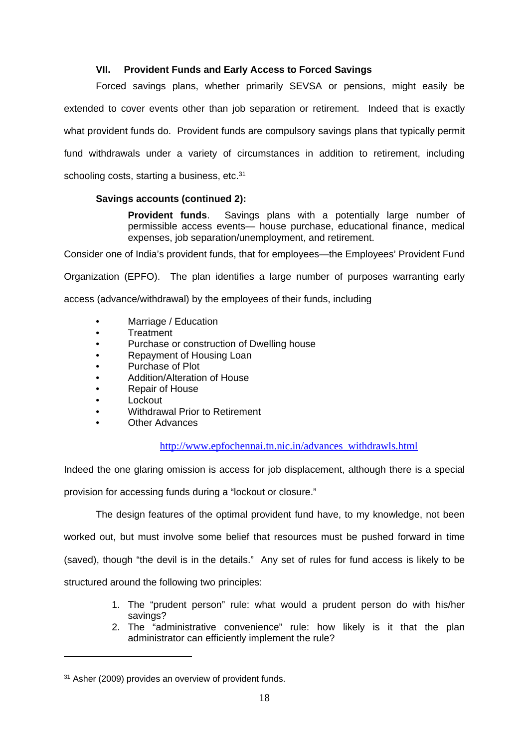### VII. Provident Funds and Early Access to Forced Savings

Forced savings plans, whether primarily SEVSA or pensions, might easily be extended to cover events other than job separation or retirement. Indeed that is exactly what provident funds do. Provident funds are compulsory savings plans that typically permit fund withdrawals under a variety of circumstances in addition to retirement, including schooling costs, starting a business, etc.[31]

**Savings accounts (continued 2):**

> **Provident funds**. Savings plans with a potentially large number of permissible access events— house purchase, educational finance, medical expenses, job separation/unemployment, and retirement.

Consider one of India's provident funds, that for employees—the Employees' Provident Fund Organization (EPFO). The plan identifies a large number of purposes warranting early access (advance/withdrawal) by the employees of their funds, including

- Marriage / Education
- Treatment
- Purchase or construction of Dwelling house
- Repayment of Housing Loan
- Purchase of Plot
- Addition/Alteration of House
- Repair of House
- Lockout
- Withdrawal Prior to Retirement
- Other Advances

http://www.epfochennai.tn.nic.in/advances_withdrawls.html

Indeed the one glaring omission is access for job displacement, although there is a special provision for accessing funds during a "lockout or closure."

The design features of the optimal provident fund have, to my knowledge, not been worked out, but must involve some belief that resources must be pushed forward in time (saved), though "the devil is in the details." Any set of rules for fund access is likely to be structured around the following two principles:

1. The "prudent person" rule: what would a prudent person do with his/her savings?
2. The "administrative convenience" rule: how likely is it that the plan administrator can efficiently implement the rule?

---

[31] Asher (2009) provides an overview of provident funds.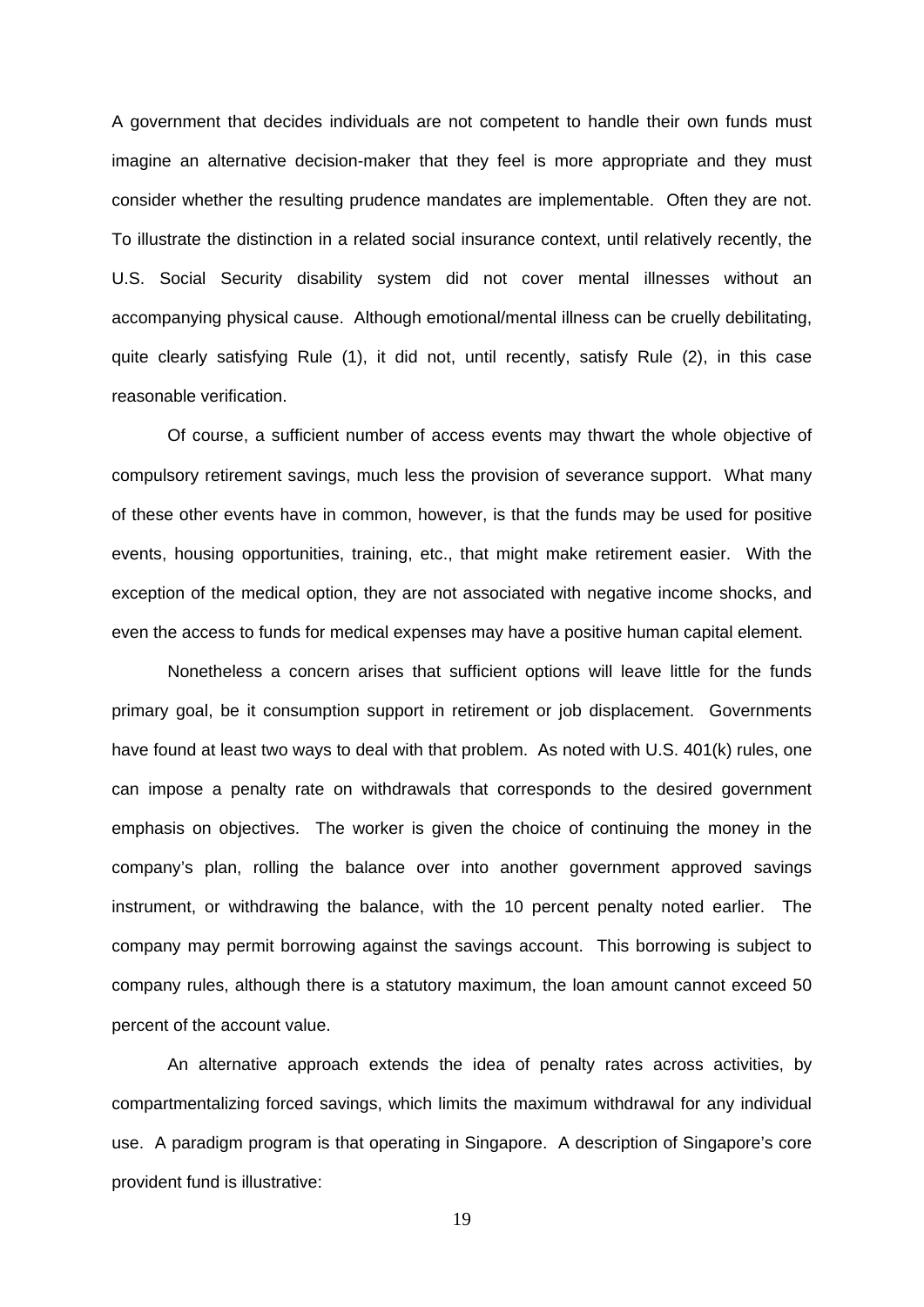A government that decides individuals are not competent to handle their own funds must imagine an alternative decision-maker that they feel is more appropriate and they must consider whether the resulting prudence mandates are implementable. Often they are not. To illustrate the distinction in a related social insurance context, until relatively recently, the U.S. Social Security disability system did not cover mental illnesses without an accompanying physical cause. Although emotional/mental illness can be cruelly debilitating, quite clearly satisfying Rule (1), it did not, until recently, satisfy Rule (2), in this case reasonable verification.

Of course, a sufficient number of access events may thwart the whole objective of compulsory retirement savings, much less the provision of severance support. What many of these other events have in common, however, is that the funds may be used for positive events, housing opportunities, training, etc., that might make retirement easier. With the exception of the medical option, they are not associated with negative income shocks, and even the access to funds for medical expenses may have a positive human capital element.

Nonetheless a concern arises that sufficient options will leave little for the funds primary goal, be it consumption support in retirement or job displacement. Governments have found at least two ways to deal with that problem. As noted with U.S. 401(k) rules, one can impose a penalty rate on withdrawals that corresponds to the desired government emphasis on objectives. The worker is given the choice of continuing the money in the company's plan, rolling the balance over into another government approved savings instrument, or withdrawing the balance, with the 10 percent penalty noted earlier. The company may permit borrowing against the savings account. This borrowing is subject to company rules, although there is a statutory maximum, the loan amount cannot exceed 50 percent of the account value.

An alternative approach extends the idea of penalty rates across activities, by compartmentalizing forced savings, which limits the maximum withdrawal for any individual use. A paradigm program is that operating in Singapore. A description of Singapore's core provident fund is illustrative: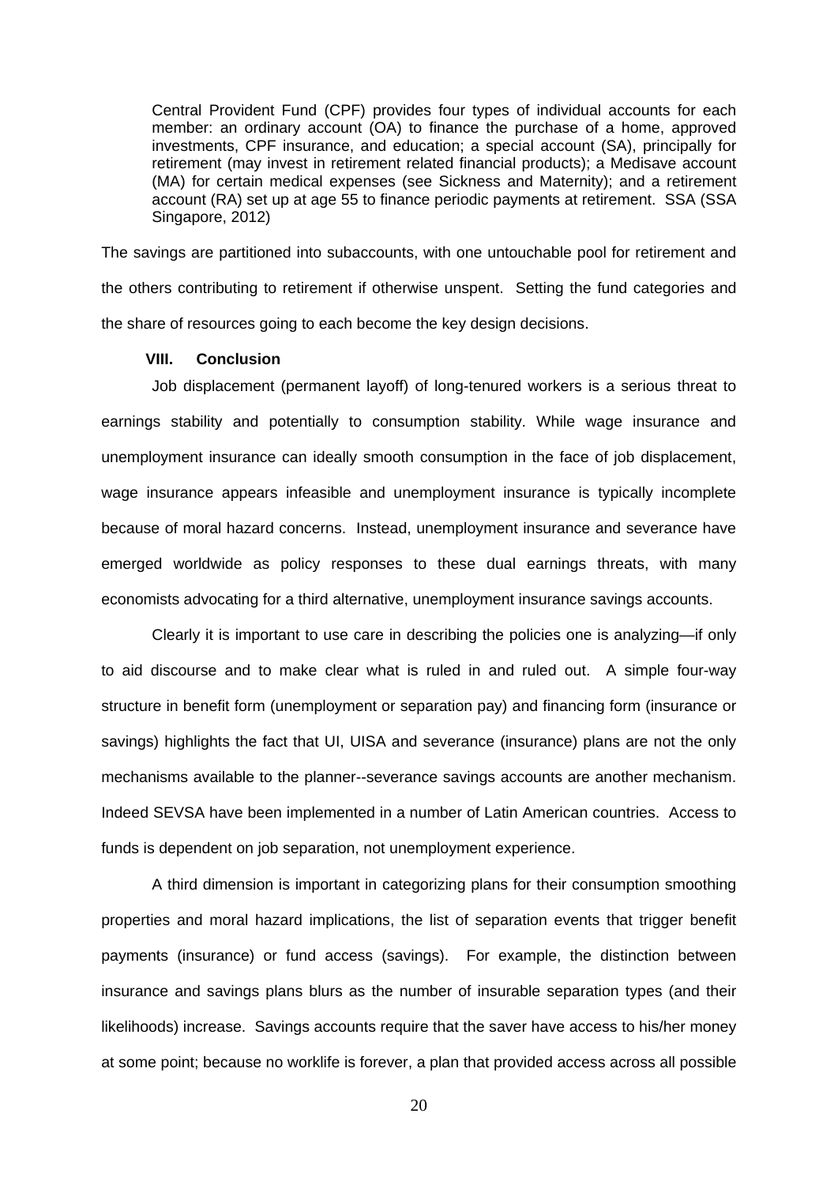> Central Provident Fund (CPF) provides four types of individual accounts for each member: an ordinary account (OA) to finance the purchase of a home, approved investments, CPF insurance, and education; a special account (SA), principally for retirement (may invest in retirement related financial products); a Medisave account (MA) for certain medical expenses (see Sickness and Maternity); and a retirement account (RA) set up at age 55 to finance periodic payments at retirement. SSA (SSA Singapore, 2012)

The savings are partitioned into subaccounts, with one untouchable pool for retirement and the others contributing to retirement if otherwise unspent. Setting the fund categories and the share of resources going to each become the key design decisions.

## VIII. Conclusion

Job displacement (permanent layoff) of long-tenured workers is a serious threat to earnings stability and potentially to consumption stability. While wage insurance and unemployment insurance can ideally smooth consumption in the face of job displacement, wage insurance appears infeasible and unemployment insurance is typically incomplete because of moral hazard concerns. Instead, unemployment insurance and severance have emerged worldwide as policy responses to these dual earnings threats, with many economists advocating for a third alternative, unemployment insurance savings accounts.

Clearly it is important to use care in describing the policies one is analyzing—if only to aid discourse and to make clear what is ruled in and ruled out. A simple four-way structure in benefit form (unemployment or separation pay) and financing form (insurance or savings) highlights the fact that UI, UISA and severance (insurance) plans are not the only mechanisms available to the planner--severance savings accounts are another mechanism. Indeed SEVSA have been implemented in a number of Latin American countries. Access to funds is dependent on job separation, not unemployment experience.

A third dimension is important in categorizing plans for their consumption smoothing properties and moral hazard implications, the list of separation events that trigger benefit payments (insurance) or fund access (savings). For example, the distinction between insurance and savings plans blurs as the number of insurable separation types (and their likelihoods) increase. Savings accounts require that the saver have access to his/her money at some point; because no worklife is forever, a plan that provided access across all possible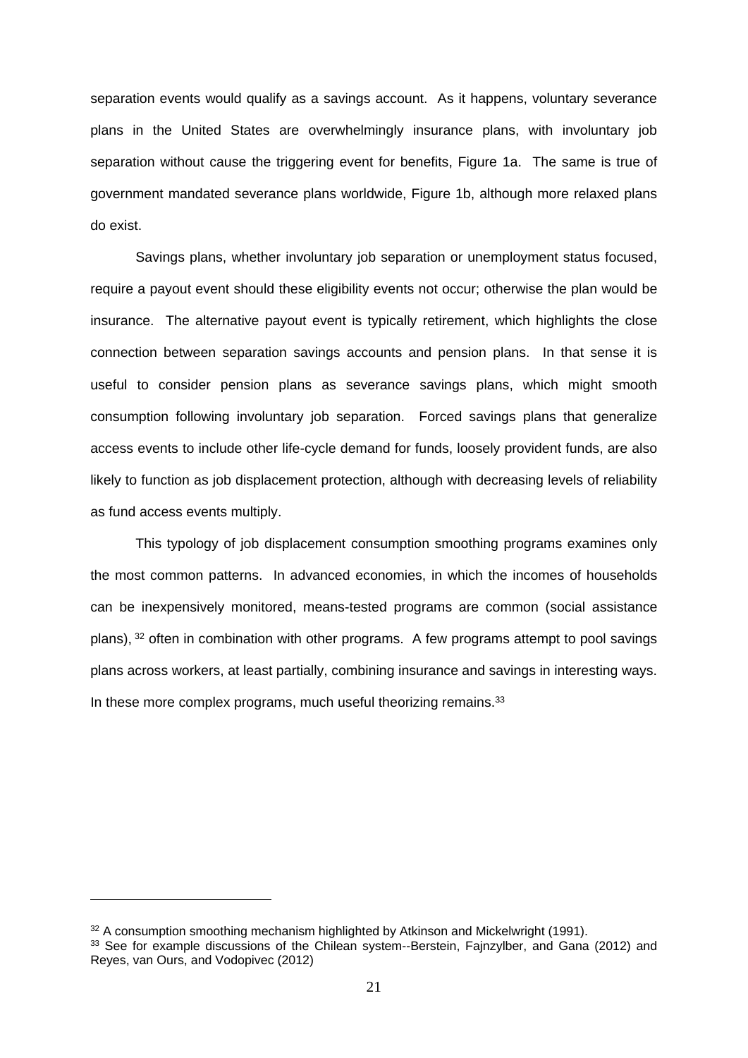separation events would qualify as a savings account. As it happens, voluntary severance plans in the United States are overwhelmingly insurance plans, with involuntary job separation without cause the triggering event for benefits, Figure 1a. The same is true of government mandated severance plans worldwide, Figure 1b, although more relaxed plans do exist.

Savings plans, whether involuntary job separation or unemployment status focused, require a payout event should these eligibility events not occur; otherwise the plan would be insurance. The alternative payout event is typically retirement, which highlights the close connection between separation savings accounts and pension plans. In that sense it is useful to consider pension plans as severance savings plans, which might smooth consumption following involuntary job separation. Forced savings plans that generalize access events to include other life-cycle demand for funds, loosely provident funds, are also likely to function as job displacement protection, although with decreasing levels of reliability as fund access events multiply.

This typology of job displacement consumption smoothing programs examines only the most common patterns. In advanced economies, in which the incomes of households can be inexpensively monitored, means-tested programs are common (social assistance plans), [32] often in combination with other programs. A few programs attempt to pool savings plans across workers, at least partially, combining insurance and savings in interesting ways. In these more complex programs, much useful theorizing remains.[33]

---

[32] A consumption smoothing mechanism highlighted by Atkinson and Mickelwright (1991).

[33] See for example discussions of the Chilean system--Berstein, Fajnzylber, and Gana (2012) and Reyes, van Ours, and Vodopivec (2012)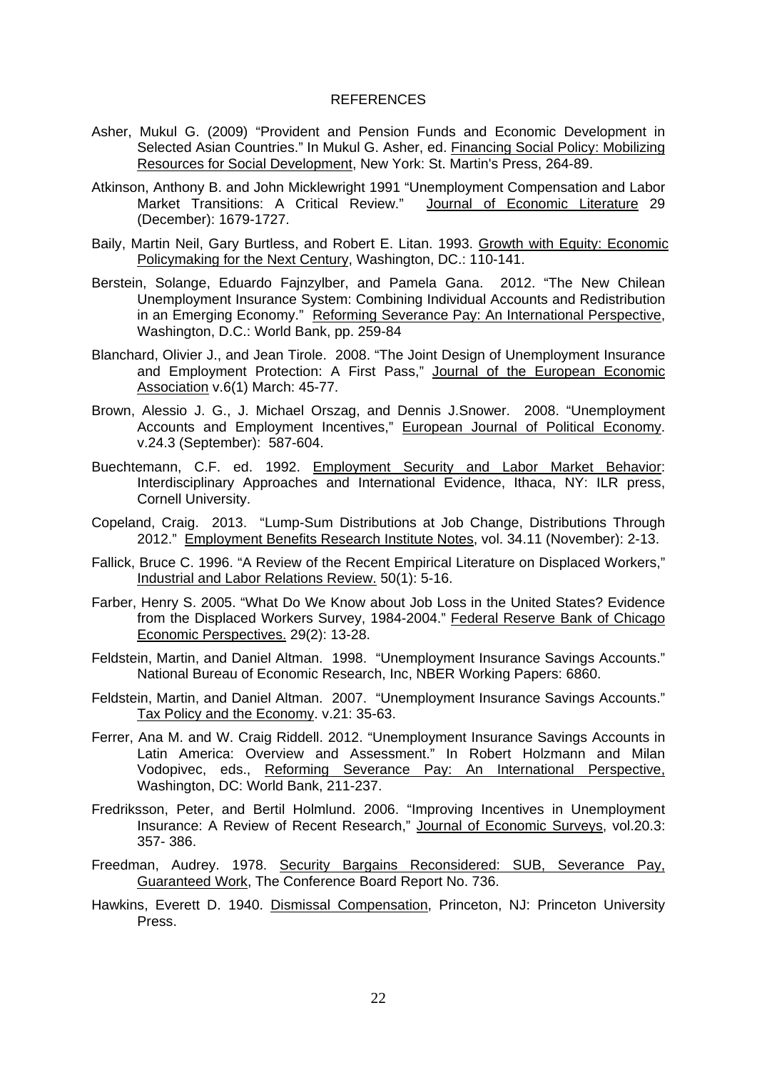## REFERENCES

Asher, Mukul G. (2009) "Provident and Pension Funds and Economic Development in Selected Asian Countries." In Mukul G. Asher, ed. Financing Social Policy: Mobilizing Resources for Social Development, New York: St. Martin's Press, 264-89.

Atkinson, Anthony B. and John Micklewright 1991 "Unemployment Compensation and Labor Market Transitions: A Critical Review." Journal of Economic Literature 29 (December): 1679-1727.

Baily, Martin Neil, Gary Burtless, and Robert E. Litan. 1993. Growth with Equity: Economic Policymaking for the Next Century, Washington, DC.: 110-141.

Berstein, Solange, Eduardo Fajnzylber, and Pamela Gana. 2012. "The New Chilean Unemployment Insurance System: Combining Individual Accounts and Redistribution in an Emerging Economy." Reforming Severance Pay: An International Perspective, Washington, D.C.: World Bank, pp. 259-84

Blanchard, Olivier J., and Jean Tirole. 2008. "The Joint Design of Unemployment Insurance and Employment Protection: A First Pass," Journal of the European Economic Association v.6(1) March: 45-77.

Brown, Alessio J. G., J. Michael Orszag, and Dennis J.Snower. 2008. "Unemployment Accounts and Employment Incentives," European Journal of Political Economy. v.24.3 (September): 587-604.

Buechtemann, C.F. ed. 1992. Employment Security and Labor Market Behavior: Interdisciplinary Approaches and International Evidence, Ithaca, NY: ILR press, Cornell University.

Copeland, Craig. 2013. "Lump-Sum Distributions at Job Change, Distributions Through 2012." Employment Benefits Research Institute Notes, vol. 34.11 (November): 2-13.

Fallick, Bruce C. 1996. "A Review of the Recent Empirical Literature on Displaced Workers," Industrial and Labor Relations Review. 50(1): 5-16.

Farber, Henry S. 2005. "What Do We Know about Job Loss in the United States? Evidence from the Displaced Workers Survey, 1984-2004." Federal Reserve Bank of Chicago Economic Perspectives. 29(2): 13-28.

Feldstein, Martin, and Daniel Altman. 1998. "Unemployment Insurance Savings Accounts." National Bureau of Economic Research, Inc, NBER Working Papers: 6860.

Feldstein, Martin, and Daniel Altman. 2007. "Unemployment Insurance Savings Accounts." Tax Policy and the Economy. v.21: 35-63.

Ferrer, Ana M. and W. Craig Riddell. 2012. "Unemployment Insurance Savings Accounts in Latin America: Overview and Assessment." In Robert Holzmann and Milan Vodopivec, eds., Reforming Severance Pay: An International Perspective, Washington, DC: World Bank, 211-237.

Fredriksson, Peter, and Bertil Holmlund. 2006. "Improving Incentives in Unemployment Insurance: A Review of Recent Research," Journal of Economic Surveys, vol.20.3: 357- 386.

Freedman, Audrey. 1978. Security Bargains Reconsidered: SUB, Severance Pay, Guaranteed Work, The Conference Board Report No. 736.

Hawkins, Everett D. 1940. Dismissal Compensation, Princeton, NJ: Princeton University Press.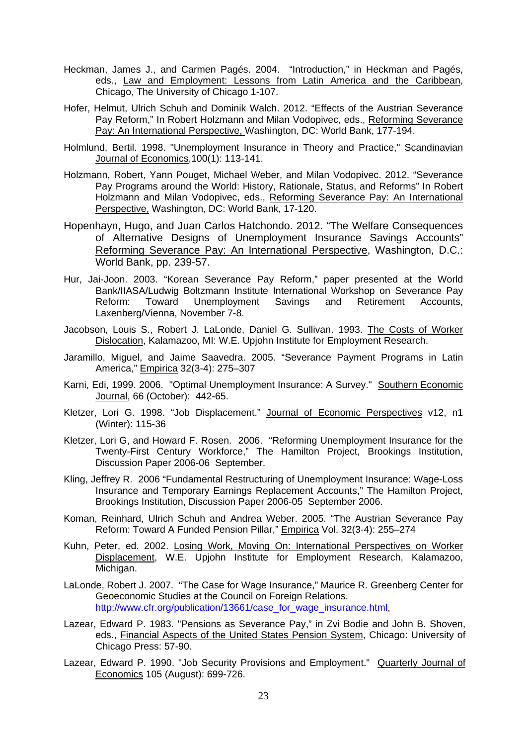Heckman, James J., and Carmen Pagés. 2004. "Introduction," in Heckman and Pagés, eds., Law and Employment: Lessons from Latin America and the Caribbean, Chicago, The University of Chicago 1-107.

Hofer, Helmut, Ulrich Schuh and Dominik Walch. 2012. "Effects of the Austrian Severance Pay Reform," In Robert Holzmann and Milan Vodopivec, eds., Reforming Severance Pay: An International Perspective, Washington, DC: World Bank, 177-194.

Holmlund, Bertil. 1998. "Unemployment Insurance in Theory and Practice," Scandinavian Journal of Economics,100(1): 113-141.

Holzmann, Robert, Yann Pouget, Michael Weber, and Milan Vodopivec. 2012. "Severance Pay Programs around the World: History, Rationale, Status, and Reforms" In Robert Holzmann and Milan Vodopivec, eds., Reforming Severance Pay: An International Perspective, Washington, DC: World Bank, 17-120.

Hopenhayn, Hugo, and Juan Carlos Hatchondo. 2012. "The Welfare Consequences of Alternative Designs of Unemployment Insurance Savings Accounts" Reforming Severance Pay: An International Perspective, Washington, D.C.: World Bank, pp. 239-57.

Hur, Jai-Joon. 2003. "Korean Severance Pay Reform," paper presented at the World Bank/IIASA/Ludwig Boltzmann Institute International Workshop on Severance Pay Reform: Toward Unemployment Savings and Retirement Accounts, Laxenberg/Vienna, November 7-8.

Jacobson, Louis S., Robert J. LaLonde, Daniel G. Sullivan. 1993. The Costs of Worker Dislocation, Kalamazoo, MI: W.E. Upjohn Institute for Employment Research.

Jaramillo, Miguel, and Jaime Saavedra. 2005. "Severance Payment Programs in Latin America," Empirica 32(3-4): 275–307

Karni, Edi, 1999. 2006. "Optimal Unemployment Insurance: A Survey." Southern Economic Journal, 66 (October): 442-65.

Kletzer, Lori G. 1998. "Job Displacement." Journal of Economic Perspectives v12, n1 (Winter): 115-36

Kletzer, Lori G, and Howard F. Rosen. 2006. "Reforming Unemployment Insurance for the Twenty-First Century Workforce," The Hamilton Project, Brookings Institution, Discussion Paper 2006-06 September.

Kling, Jeffrey R. 2006 "Fundamental Restructuring of Unemployment Insurance: Wage-Loss Insurance and Temporary Earnings Replacement Accounts," The Hamilton Project, Brookings Institution, Discussion Paper 2006-05 September 2006.

Koman, Reinhard, Ulrich Schuh and Andrea Weber. 2005. "The Austrian Severance Pay Reform: Toward A Funded Pension Pillar," Empirica Vol. 32(3-4): 255–274

Kuhn, Peter, ed. 2002. Losing Work, Moving On: International Perspectives on Worker Displacement, W.E. Upjohn Institute for Employment Research, Kalamazoo, Michigan.

LaLonde, Robert J. 2007. "The Case for Wage Insurance," Maurice R. Greenberg Center for Geoeconomic Studies at the Council on Foreign Relations. http://www.cfr.org/publication/13661/case_for_wage_insurance.html,

Lazear, Edward P. 1983. "Pensions as Severance Pay," in Zvi Bodie and John B. Shoven, eds., Financial Aspects of the United States Pension System, Chicago: University of Chicago Press: 57-90.

Lazear, Edward P. 1990. "Job Security Provisions and Employment." Quarterly Journal of Economics 105 (August): 699-726.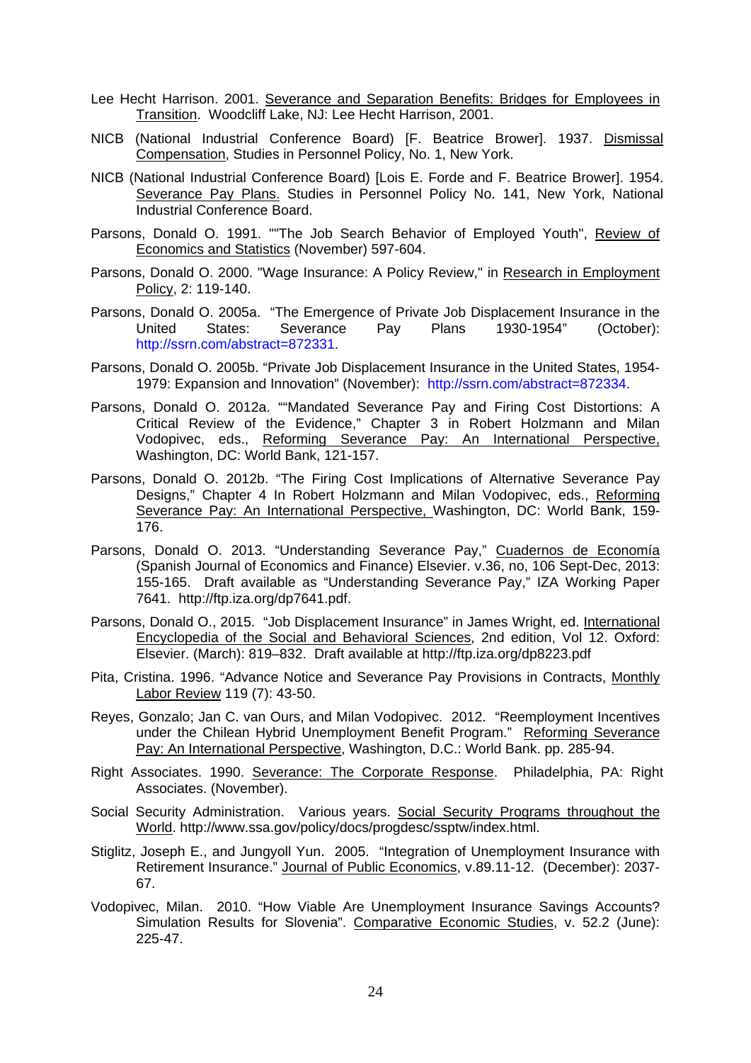Lee Hecht Harrison. 2001. Severance and Separation Benefits: Bridges for Employees in Transition. Woodcliff Lake, NJ: Lee Hecht Harrison, 2001.

NICB (National Industrial Conference Board) [F. Beatrice Brower]. 1937. Dismissal Compensation, Studies in Personnel Policy, No. 1, New York.

NICB (National Industrial Conference Board) [Lois E. Forde and F. Beatrice Brower]. 1954. Severance Pay Plans. Studies in Personnel Policy No. 141, New York, National Industrial Conference Board.

Parsons, Donald O. 1991. ""The Job Search Behavior of Employed Youth", Review of Economics and Statistics (November) 597-604.

Parsons, Donald O. 2000. "Wage Insurance: A Policy Review," in Research in Employment Policy, 2: 119-140.

Parsons, Donald O. 2005a. "The Emergence of Private Job Displacement Insurance in the United States: Severance Pay Plans 1930-1954" (October): http://ssrn.com/abstract=872331.

Parsons, Donald O. 2005b. "Private Job Displacement Insurance in the United States, 1954-1979: Expansion and Innovation" (November): http://ssrn.com/abstract=872334.

Parsons, Donald O. 2012a. ""Mandated Severance Pay and Firing Cost Distortions: A Critical Review of the Evidence," Chapter 3 in Robert Holzmann and Milan Vodopivec, eds., Reforming Severance Pay: An International Perspective, Washington, DC: World Bank, 121-157.

Parsons, Donald O. 2012b. "The Firing Cost Implications of Alternative Severance Pay Designs," Chapter 4 In Robert Holzmann and Milan Vodopivec, eds., Reforming Severance Pay: An International Perspective, Washington, DC: World Bank, 159-176.

Parsons, Donald O. 2013. "Understanding Severance Pay," Cuadernos de Economía (Spanish Journal of Economics and Finance) Elsevier. v.36, no, 106 Sept-Dec, 2013: 155-165. Draft available as "Understanding Severance Pay," IZA Working Paper 7641. http://ftp.iza.org/dp7641.pdf.

Parsons, Donald O., 2015. "Job Displacement Insurance" in James Wright, ed. International Encyclopedia of the Social and Behavioral Sciences, 2nd edition, Vol 12. Oxford: Elsevier. (March): 819–832. Draft available at http://ftp.iza.org/dp8223.pdf

Pita, Cristina. 1996. "Advance Notice and Severance Pay Provisions in Contracts, Monthly Labor Review 119 (7): 43-50.

Reyes, Gonzalo; Jan C. van Ours, and Milan Vodopivec. 2012. "Reemployment Incentives under the Chilean Hybrid Unemployment Benefit Program." Reforming Severance Pay: An International Perspective, Washington, D.C.: World Bank. pp. 285-94.

Right Associates. 1990. Severance: The Corporate Response. Philadelphia, PA: Right Associates. (November).

Social Security Administration. Various years. Social Security Programs throughout the World. http://www.ssa.gov/policy/docs/progdesc/ssptw/index.html.

Stiglitz, Joseph E., and Jungyoll Yun. 2005. "Integration of Unemployment Insurance with Retirement Insurance." Journal of Public Economics, v.89.11-12. (December): 2037-67.

Vodopivec, Milan. 2010. "How Viable Are Unemployment Insurance Savings Accounts? Simulation Results for Slovenia". Comparative Economic Studies, v. 52.2 (June): 225-47.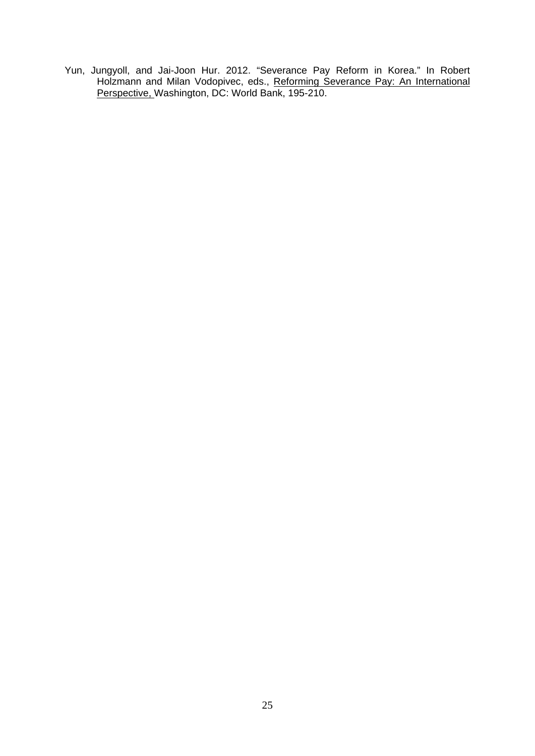Yun, Jungyoll, and Jai-Joon Hur. 2012. "Severance Pay Reform in Korea." In Robert Holzmann and Milan Vodopivec, eds., Reforming Severance Pay: An International Perspective, Washington, DC: World Bank, 195-210.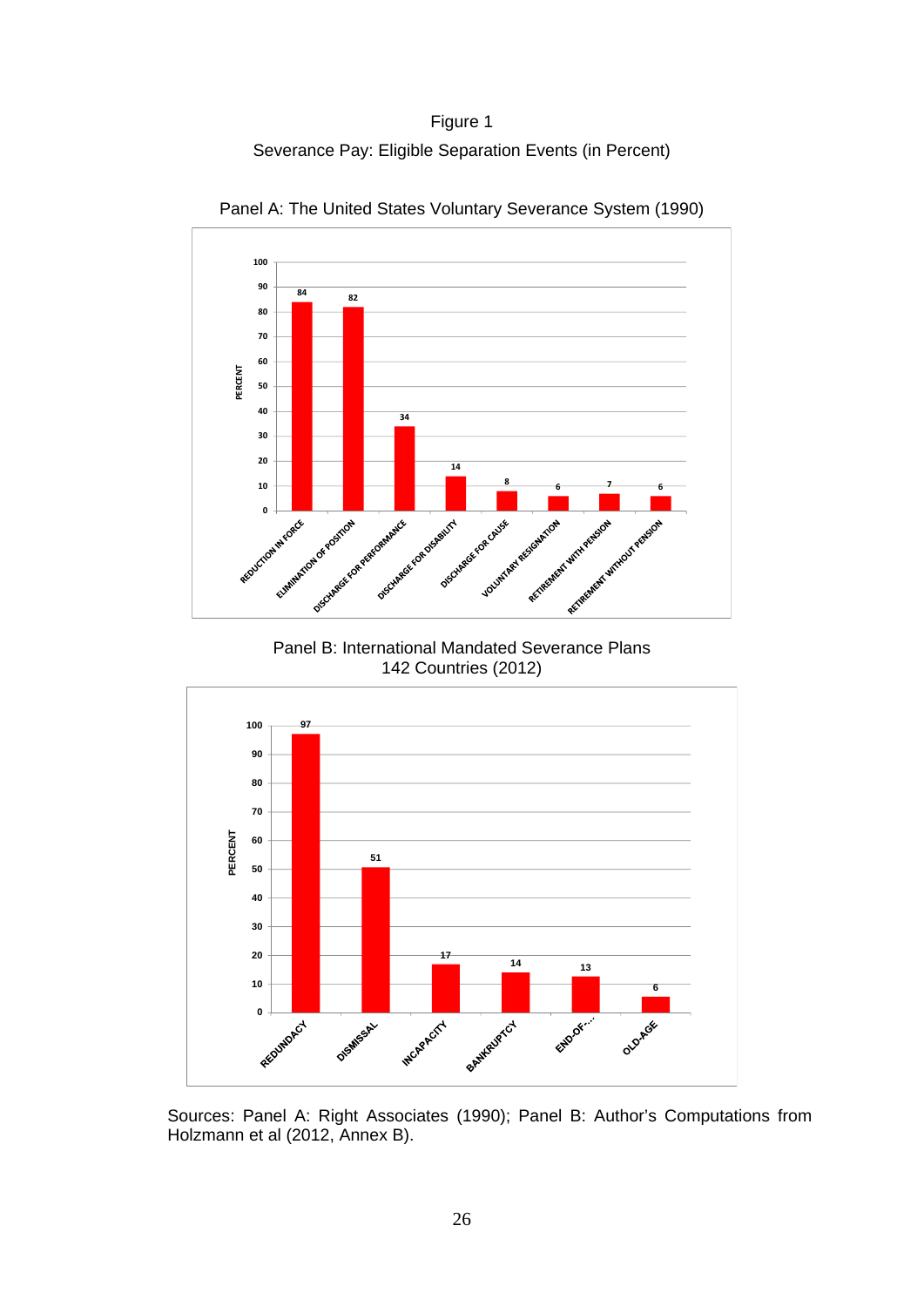Figure 1

Severance Pay: Eligible Separation Events (in Percent)

Panel A: The United States Voluntary Severance System (1990)

PERCENT

100
90
80
70
60
50
40
30
20
10
0

84
82
34
14
8
6
7
6

REDUCTION IN FORCE
ELIMINATION OF POSITION
DISCHARGE FOR PERFORMANCE
DISCHARGE FOR DISABILITY
DISCHARGE FOR CAUSE
VOLUNTARY RESIGNATION
RETIREMENT WITH PENSION
RETIREMENT WITHOUT PENSION

Panel B: International Mandated Severance Plans
142 Countries (2012)

PERCENT

100
90
80
70
60
50
40
30
20
10
0

97
51
17
14
13
6

REDUNDACY
DISMISSAL
INCAPACITY
BANKRUPTCY
END-OF-...
OLD-AGE

Sources: Panel A: Right Associates (1990); Panel B: Author's Computations from Holzmann et al (2012, Annex B).